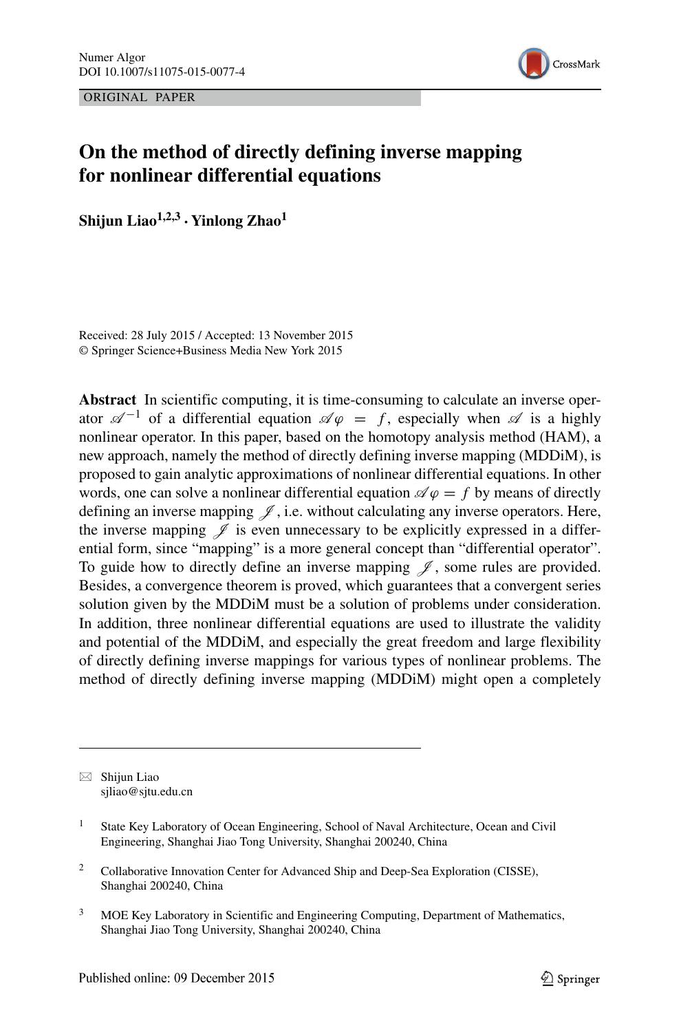ORIGINAL PAPER

# On the method of directly defining inverse mapping for nonlinear differential equations

**Shijun Liao[1,2,3] · Yinlong Zhao[1]**

Received: 28 July 2015 / Accepted: 13 November 2015
© Springer Science+Business Media New York 2015

**Abstract** In scientific computing, it is time-consuming to calculate an inverse operator $\mathscr{A}^{-1}$ of a differential equation $\mathscr{A}\varphi = f$, especially when $\mathscr{A}$ is a highly nonlinear operator. In this paper, based on the homotopy analysis method (HAM), a new approach, namely the method of directly defining inverse mapping (MDDiM), is proposed to gain analytic approximations of nonlinear differential equations. In other words, one can solve a nonlinear differential equation $\mathscr{A}\varphi = f$ by means of directly defining an inverse mapping $\mathscr{J}$, i.e. without calculating any inverse operators. Here, the inverse mapping $\mathscr{J}$ is even unnecessary to be explicitly expressed in a differential form, since "mapping" is a more general concept than "differential operator". To guide how to directly define an inverse mapping $\mathscr{J}$, some rules are provided. Besides, a convergence theorem is proved, which guarantees that a convergent series solution given by the MDDiM must be a solution of problems under consideration. In addition, three nonlinear differential equations are used to illustrate the validity and potential of the MDDiM, and especially the great freedom and large flexibility of directly defining inverse mappings for various types of nonlinear problems. The method of directly defining inverse mapping (MDDiM) might open a completely

---

✉ Shijun Liao
sjliao@sjtu.edu.cn

[1] State Key Laboratory of Ocean Engineering, School of Naval Architecture, Ocean and Civil Engineering, Shanghai Jiao Tong University, Shanghai 200240, China

[2] Collaborative Innovation Center for Advanced Ship and Deep-Sea Exploration (CISSE), Shanghai 200240, China

[3] MOE Key Laboratory in Scientific and Engineering Computing, Department of Mathematics, Shanghai Jiao Tong University, Shanghai 200240, China

Published online: 09 December 2015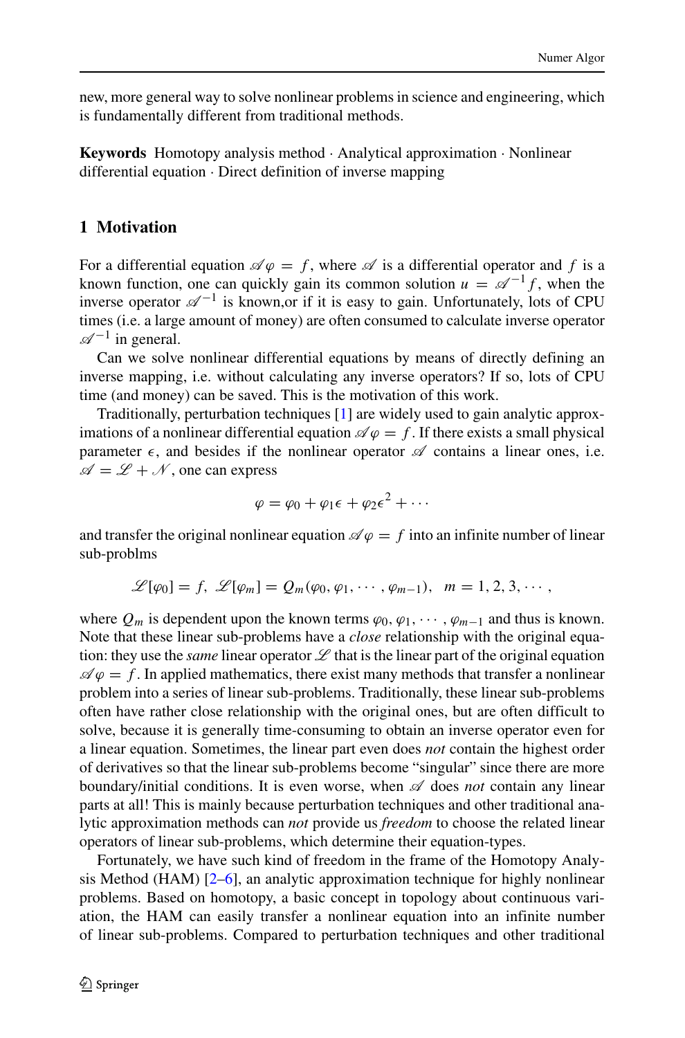new, more general way to solve nonlinear problems in science and engineering, which is fundamentally different from traditional methods.

**Keywords** Homotopy analysis method · Analytical approximation · Nonlinear differential equation · Direct definition of inverse mapping

## 1 Motivation

For a differential equation $\mathscr{A}\varphi = f$, where $\mathscr{A}$ is a differential operator and $f$ is a known function, one can quickly gain its common solution $u = \mathscr{A}^{-1} f$, when the inverse operator $\mathscr{A}^{-1}$ is known,or if it is easy to gain. Unfortunately, lots of CPU times (i.e. a large amount of money) are often consumed to calculate inverse operator $\mathscr{A}^{-1}$ in general.

Can we solve nonlinear differential equations by means of directly defining an inverse mapping, i.e. without calculating any inverse operators? If so, lots of CPU time (and money) can be saved. This is the motivation of this work.

Traditionally, perturbation techniques [1] are widely used to gain analytic approximations of a nonlinear differential equation $\mathscr{A}\varphi = f$. If there exists a small physical parameter $\epsilon$, and besides if the nonlinear operator $\mathscr{A}$ contains a linear ones, i.e. $\mathscr{A} = \mathscr{L} + \mathscr{N}$, one can express

$$\varphi = \varphi_0 + \varphi_1 \epsilon + \varphi_2 \epsilon^2 + \cdots$$

and transfer the original nonlinear equation $\mathscr{A}\varphi = f$ into an infinite number of linear sub-problms

$$\mathscr{L}[\varphi_0] = f, \ \mathscr{L}[\varphi_m] = Q_m(\varphi_0, \varphi_1, \cdots, \varphi_{m-1}), \quad m = 1, 2, 3, \cdots,$$

where $Q_m$ is dependent upon the known terms $\varphi_0, \varphi_1, \cdots, \varphi_{m-1}$ and thus is known. Note that these linear sub-problems have a *close* relationship with the original equation: they use the *same* linear operator $\mathscr{L}$ that is the linear part of the original equation $\mathscr{A}\varphi = f$. In applied mathematics, there exist many methods that transfer a nonlinear problem into a series of linear sub-problems. Traditionally, these linear sub-problems often have rather close relationship with the original ones, but are often difficult to solve, because it is generally time-consuming to obtain an inverse operator even for a linear equation. Sometimes, the linear part even does *not* contain the highest order of derivatives so that the linear sub-problems become "singular" since there are more boundary/initial conditions. It is even worse, when $\mathscr{A}$ does *not* contain any linear parts at all! This is mainly because perturbation techniques and other traditional analytic approximation methods can *not* provide us *freedom* to choose the related linear operators of linear sub-problems, which determine their equation-types.

Fortunately, we have such kind of freedom in the frame of the Homotopy Analysis Method (HAM) [2–6], an analytic approximation technique for highly nonlinear problems. Based on homotopy, a basic concept in topology about continuous variation, the HAM can easily transfer a nonlinear equation into an infinite number of linear sub-problems. Compared to perturbation techniques and other traditional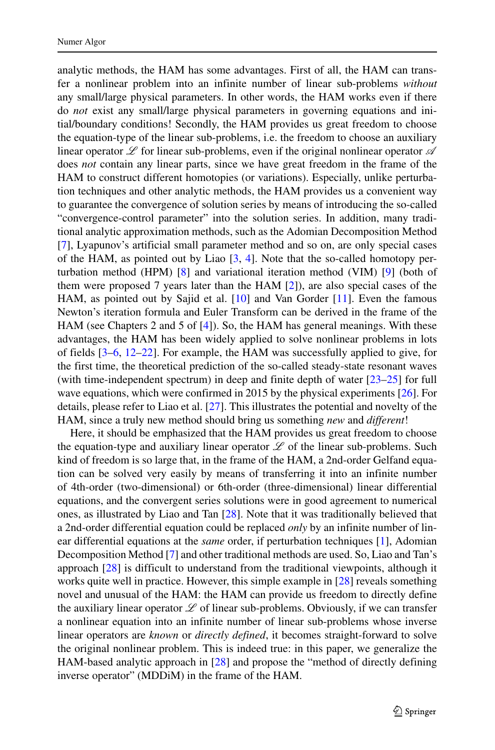analytic methods, the HAM has some advantages. First of all, the HAM can transfer a nonlinear problem into an infinite number of linear sub-problems *without* any small/large physical parameters. In other words, the HAM works even if there do *not* exist any small/large physical parameters in governing equations and initial/boundary conditions! Secondly, the HAM provides us great freedom to choose the equation-type of the linear sub-problems, i.e. the freedom to choose an auxiliary linear operator $\mathscr{L}$ for linear sub-problems, even if the original nonlinear operator $\mathscr{A}$ does *not* contain any linear parts, since we have great freedom in the frame of the HAM to construct different homotopies (or variations). Especially, unlike perturbation techniques and other analytic methods, the HAM provides us a convenient way to guarantee the convergence of solution series by means of introducing the so-called "convergence-control parameter" into the solution series. In addition, many traditional analytic approximation methods, such as the Adomian Decomposition Method [7], Lyapunov's artificial small parameter method and so on, are only special cases of the HAM, as pointed out by Liao [3, 4]. Note that the so-called homotopy perturbation method (HPM) [8] and variational iteration method (VIM) [9] (both of them were proposed 7 years later than the HAM [2]), are also special cases of the HAM, as pointed out by Sajid et al. [10] and Van Gorder [11]. Even the famous Newton's iteration formula and Euler Transform can be derived in the frame of the HAM (see Chapters 2 and 5 of [4]). So, the HAM has general meanings. With these advantages, the HAM has been widely applied to solve nonlinear problems in lots of fields [3–6, 12–22]. For example, the HAM was successfully applied to give, for the first time, the theoretical prediction of the so-called steady-state resonant waves (with time-independent spectrum) in deep and finite depth of water [23–25] for full wave equations, which were confirmed in 2015 by the physical experiments [26]. For details, please refer to Liao et al. [27]. This illustrates the potential and novelty of the HAM, since a truly new method should bring us something *new* and *different*!

Here, it should be emphasized that the HAM provides us great freedom to choose the equation-type and auxiliary linear operator $\mathscr{L}$ of the linear sub-problems. Such kind of freedom is so large that, in the frame of the HAM, a 2nd-order Gelfand equation can be solved very easily by means of transferring it into an infinite number of 4th-order (two-dimensional) or 6th-order (three-dimensional) linear differential equations, and the convergent series solutions were in good agreement to numerical ones, as illustrated by Liao and Tan [28]. Note that it was traditionally believed that a 2nd-order differential equation could be replaced *only* by an infinite number of linear differential equations at the *same* order, if perturbation techniques [1], Adomian Decomposition Method [7] and other traditional methods are used. So, Liao and Tan's approach [28] is difficult to understand from the traditional viewpoints, although it works quite well in practice. However, this simple example in [28] reveals something novel and unusual of the HAM: the HAM can provide us freedom to directly define the auxiliary linear operator $\mathscr{L}$ of linear sub-problems. Obviously, if we can transfer a nonlinear equation into an infinite number of linear sub-problems whose inverse linear operators are *known* or *directly defined*, it becomes straight-forward to solve the original nonlinear problem. This is indeed true: in this paper, we generalize the HAM-based analytic approach in [28] and propose the "method of directly defining inverse operator" (MDDiM) in the frame of the HAM.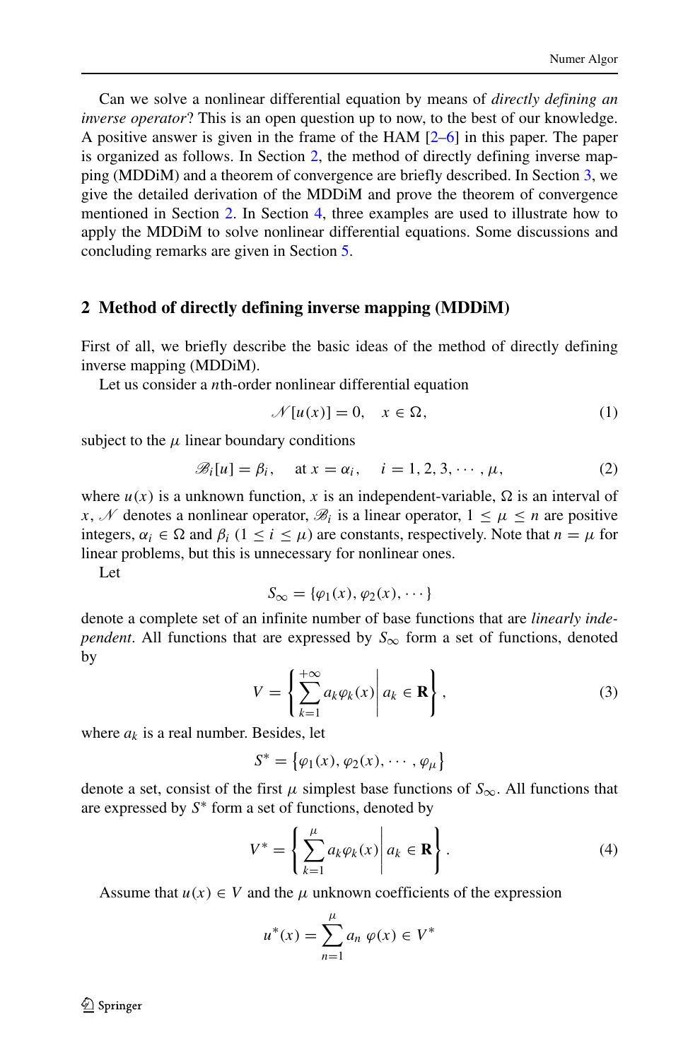Can we solve a nonlinear differential equation by means of *directly defining an inverse operator*? This is an open question up to now, to the best of our knowledge. A positive answer is given in the frame of the HAM [2–6] in this paper. The paper is organized as follows. In Section 2, the method of directly defining inverse mapping (MDDiM) and a theorem of convergence are briefly described. In Section 3, we give the detailed derivation of the MDDiM and prove the theorem of convergence mentioned in Section 2. In Section 4, three examples are used to illustrate how to apply the MDDiM to solve nonlinear differential equations. Some discussions and concluding remarks are given in Section 5.

## 2 Method of directly defining inverse mapping (MDDiM)

First of all, we briefly describe the basic ideas of the method of directly defining inverse mapping (MDDiM).

Let us consider a $n$th-order nonlinear differential equation

$$\mathscr{N}[u(x)] = 0, \quad x \in \Omega, \tag{1}$$

subject to the $\mu$ linear boundary conditions

$$\mathscr{B}_i[u] = \beta_i, \quad \text{at } x = \alpha_i, \quad i = 1, 2, 3, \cdots, \mu, \tag{2}$$

where $u(x)$ is a unknown function, $x$ is an independent-variable, $\Omega$ is an interval of $x$, $\mathscr{N}$ denotes a nonlinear operator, $\mathscr{B}_i$ is a linear operator, $1 \leq \mu \leq n$ are positive integers, $\alpha_i \in \Omega$ and $\beta_i$ $(1 \leq i \leq \mu)$ are constants, respectively. Note that $n = \mu$ for linear problems, but this is unnecessary for nonlinear ones.

Let

$$S_\infty = \{\varphi_1(x), \varphi_2(x), \cdots\}$$

denote a complete set of an infinite number of base functions that are *linearly independent*. All functions that are expressed by $S_\infty$ form a set of functions, denoted by

$$V = \left\{ \sum_{k=1}^{+\infty} a_k \varphi_k(x) \,\middle|\, a_k \in \mathbf{R} \right\}, \tag{3}$$

where $a_k$ is a real number. Besides, let

$$S^* = \left\{\varphi_1(x), \varphi_2(x), \cdots, \varphi_\mu\right\}$$

denote a set, consist of the first $\mu$ simplest base functions of $S_\infty$. All functions that are expressed by $S^*$ form a set of functions, denoted by

$$V^* = \left\{ \sum_{k=1}^{\mu} a_k \varphi_k(x) \,\middle|\, a_k \in \mathbf{R} \right\}. \tag{4}$$

Assume that $u(x) \in V$ and the $\mu$ unknown coefficients of the expression

$$u^*(x) = \sum_{n=1}^{\mu} a_n \, \varphi(x) \in V^*$$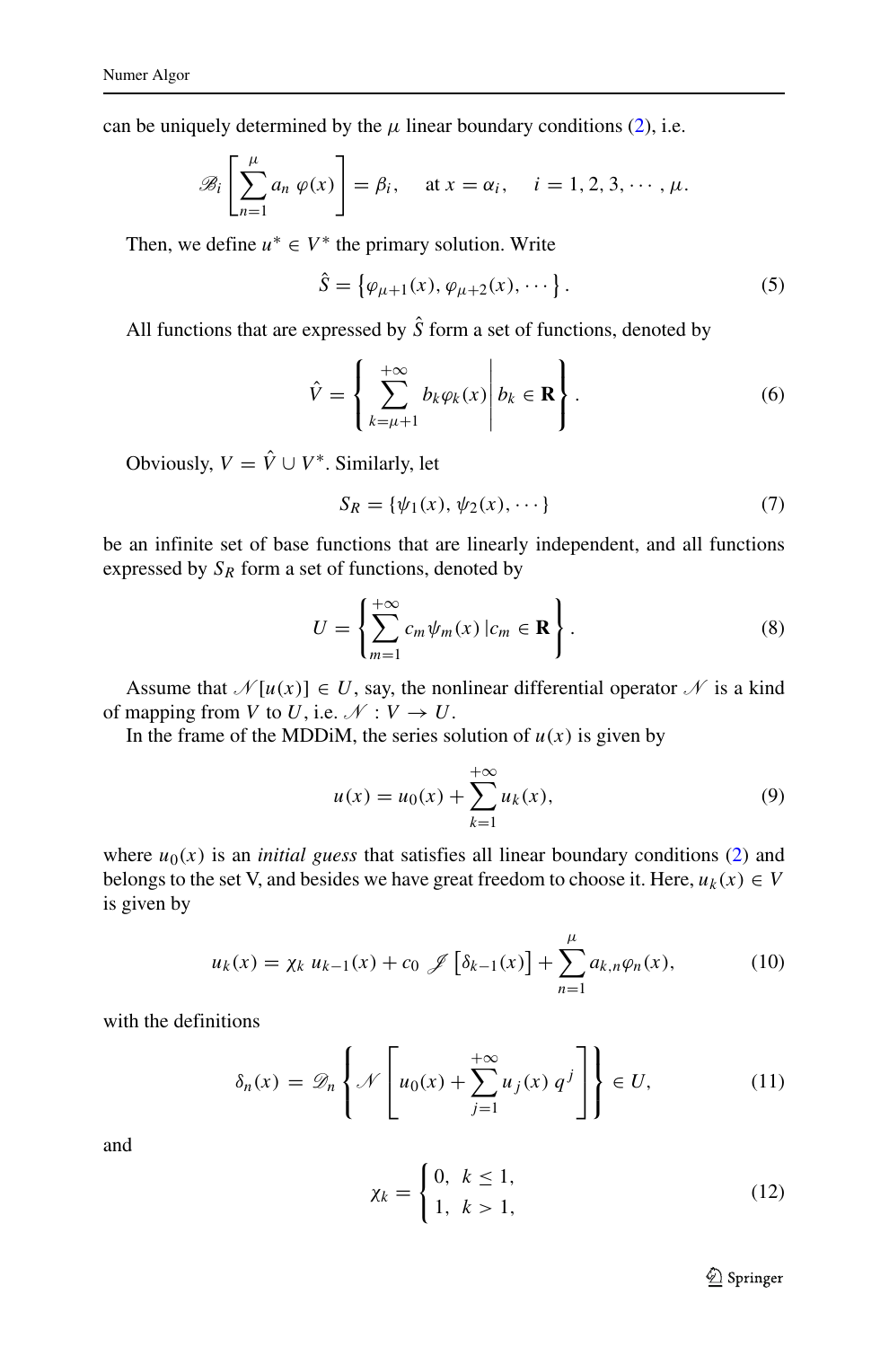can be uniquely determined by the $\mu$ linear boundary conditions (2), i.e.

$$\mathscr{B}_i\left[\sum_{n=1}^{\mu} a_n\ \varphi(x)\right] = \beta_i, \quad \text{at } x = \alpha_i, \quad i = 1, 2, 3, \cdots, \mu.$$

Then, we define $u^* \in V^*$ the primary solution. Write

$$\hat{S} = \left\{\varphi_{\mu+1}(x), \varphi_{\mu+2}(x), \cdots\right\}. \tag{5}$$

All functions that are expressed by $\hat{S}$ form a set of functions, denoted by

$$\hat{V} = \left\{ \sum_{k=\mu+1}^{+\infty} b_k \varphi_k(x) \middle| b_k \in \mathbf{R} \right\}. \tag{6}$$

Obviously, $V = \hat{V} \cup V^*$. Similarly, let

$$S_R = \{\psi_1(x), \psi_2(x), \cdots\} \tag{7}$$

be an infinite set of base functions that are linearly independent, and all functions expressed by $S_R$ form a set of functions, denoted by

$$U = \left\{ \sum_{m=1}^{+\infty} c_m \psi_m(x)\, | c_m \in \mathbf{R} \right\}. \tag{8}$$

Assume that $\mathscr{N}[u(x)] \in U$, say, the nonlinear differential operator $\mathscr{N}$ is a kind of mapping from $V$ to $U$, i.e. $\mathscr{N} : V \to U$.

In the frame of the MDDiM, the series solution of $u(x)$ is given by

$$u(x) = u_0(x) + \sum_{k=1}^{+\infty} u_k(x), \tag{9}$$

where $u_0(x)$ is an *initial guess* that satisfies all linear boundary conditions (2) and belongs to the set V, and besides we have great freedom to choose it. Here, $u_k(x) \in V$ is given by

$$u_k(x) = \chi_k\ u_{k-1}(x) + c_0\ \mathscr{J}\left[\delta_{k-1}(x)\right] + \sum_{n=1}^{\mu} a_{k,n} \varphi_n(x), \tag{10}$$

with the definitions

$$\delta_n(x) = \mathscr{D}_n \left\{ \mathscr{N}\left[ u_0(x) + \sum_{j=1}^{+\infty} u_j(x)\, q^j \right] \right\} \in U, \tag{11}$$

and

$$\chi_k = \begin{cases} 0, & k \le 1, \\ 1, & k > 1, \end{cases} \tag{12}$$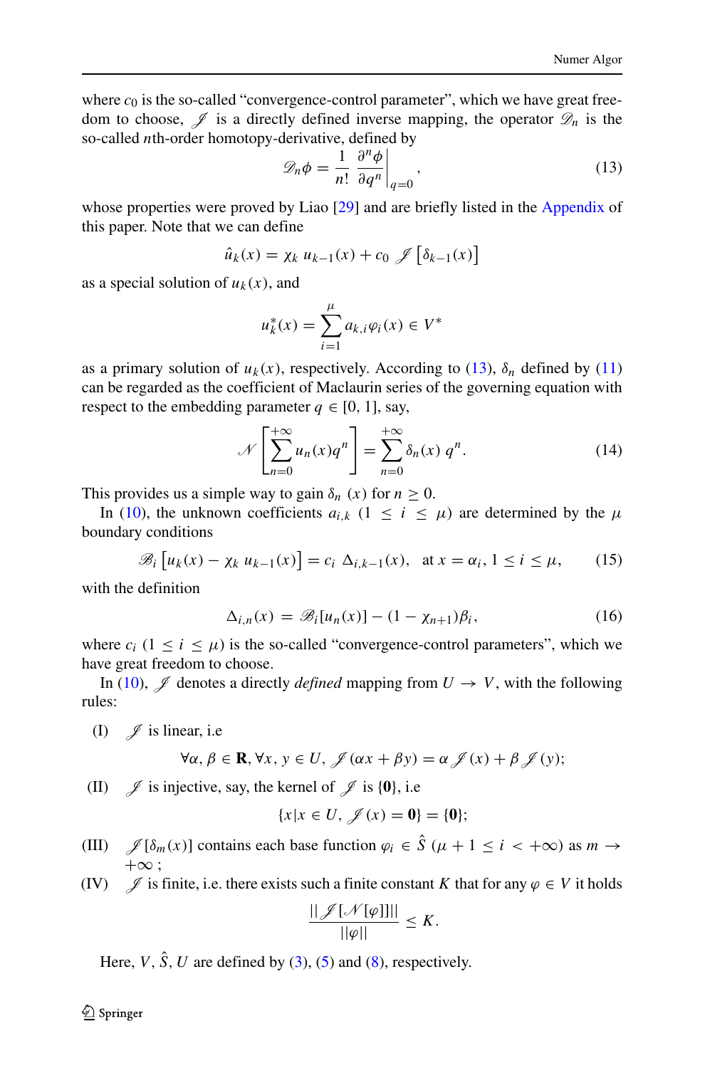where $c_0$ is the so-called "convergence-control parameter", which we have great freedom to choose, $\mathscr{J}$ is a directly defined inverse mapping, the operator $\mathscr{D}_n$ is the so-called $n$th-order homotopy-derivative, defined by

$$\mathscr{D}_n \phi = \frac{1}{n!} \left. \frac{\partial^n \phi}{\partial q^n} \right|_{q=0}, \tag{13}$$

whose properties were proved by Liao [29] and are briefly listed in the Appendix of this paper. Note that we can define

$$\hat{u}_k(x) = \chi_k \; u_{k-1}(x) + c_0 \; \mathscr{J}\left[\delta_{k-1}(x)\right]$$

as a special solution of $u_k(x)$, and

$$u_k^*(x) = \sum_{i=1}^{\mu} a_{k,i} \varphi_i(x) \in V^*$$

as a primary solution of $u_k(x)$, respectively. According to (13), $\delta_n$ defined by (11) can be regarded as the coefficient of Maclaurin series of the governing equation with respect to the embedding parameter $q \in [0, 1]$, say,

$$\mathscr{N}\left[\sum_{n=0}^{+\infty} u_n(x) q^n\right] = \sum_{n=0}^{+\infty} \delta_n(x) \; q^n. \tag{14}$$

This provides us a simple way to gain $\delta_n \; (x)$ for $n \geq 0$.

In (10), the unknown coefficients $a_{i,k}$ $(1 \leq i \leq \mu)$ are determined by the $\mu$ boundary conditions

$$\mathscr{B}_i\left[u_k(x) - \chi_k \; u_{k-1}(x)\right] = c_i \; \Delta_{i,k-1}(x), \quad \text{at } x = \alpha_i, \, 1 \leq i \leq \mu, \tag{15}$$

with the definition

$$\Delta_{i,n}(x) \; = \; \mathscr{B}_i[u_n(x)] - (1 - \chi_{n+1})\beta_i, \tag{16}$$

where $c_i$ $(1 \leq i \leq \mu)$ is the so-called "convergence-control parameters", which we have great freedom to choose.

In (10), $\mathscr{J}$ denotes a directly *defined* mapping from $U \to V$, with the following rules:

(I) $\mathscr{J}$ is linear, i.e

$$\forall \alpha, \beta \in \mathbf{R}, \forall x, y \in U, \; \mathscr{J}(\alpha x + \beta y) = \alpha \, \mathscr{J}(x) + \beta \, \mathscr{J}(y);$$

(II) $\mathscr{J}$ is injective, say, the kernel of $\mathscr{J}$ is $\{\mathbf{0}\}$, i.e

$$\{x | x \in U, \; \mathscr{J}(x) = \mathbf{0}\} = \{\mathbf{0}\};$$

(III) $\mathscr{J}[\delta_m(x)]$ contains each base function $\varphi_i \in \hat{S}$ $(\mu + 1 \leq i < +\infty)$ as $m \to +\infty$ ;

(IV) $\mathscr{J}$ is finite, i.e. there exists such a finite constant $K$ that for any $\varphi \in V$ it holds

$$\frac{|| \mathscr{J}[\mathscr{N}[\varphi]]||}{||\varphi||} \leq K.$$

Here, $V$, $\hat{S}$, $U$ are defined by (3), (5) and (8), respectively.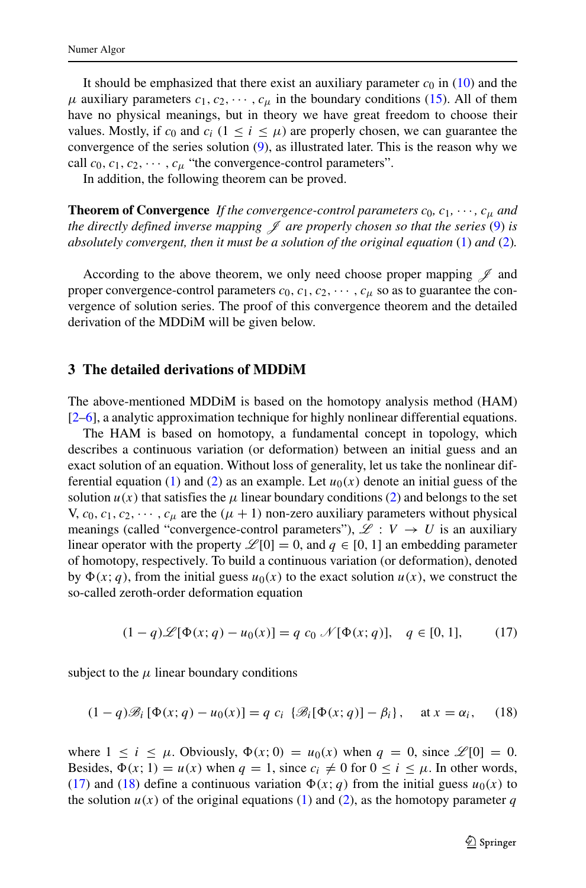It should be emphasized that there exist an auxiliary parameter $c_0$ in (10) and the $\mu$ auxiliary parameters $c_1, c_2, \cdots, c_\mu$ in the boundary conditions (15). All of them have no physical meanings, but in theory we have great freedom to choose their values. Mostly, if $c_0$ and $c_i$ $(1 \leq i \leq \mu)$ are properly chosen, we can guarantee the convergence of the series solution (9), as illustrated later. This is the reason why we call $c_0, c_1, c_2, \cdots, c_\mu$ "the convergence-control parameters".

In addition, the following theorem can be proved.

**Theorem of Convergence** *If the convergence-control parameters $c_0, c_1, \cdots, c_\mu$ and the directly defined inverse mapping $\mathscr{J}$ are properly chosen so that the series (9) is absolutely convergent, then it must be a solution of the original equation (1) and (2).*

According to the above theorem, we only need choose proper mapping $\mathscr{J}$ and proper convergence-control parameters $c_0, c_1, c_2, \cdots, c_\mu$ so as to guarantee the convergence of solution series. The proof of this convergence theorem and the detailed derivation of the MDDiM will be given below.

## 3 The detailed derivations of MDDiM

The above-mentioned MDDiM is based on the homotopy analysis method (HAM) [2–6], a analytic approximation technique for highly nonlinear differential equations.

The HAM is based on homotopy, a fundamental concept in topology, which describes a continuous variation (or deformation) between an initial guess and an exact solution of an equation. Without loss of generality, let us take the nonlinear differential equation (1) and (2) as an example. Let $u_0(x)$ denote an initial guess of the solution $u(x)$ that satisfies the $\mu$ linear boundary conditions (2) and belongs to the set V, $c_0, c_1, c_2, \cdots, c_\mu$ are the $(\mu + 1)$ non-zero auxiliary parameters without physical meanings (called "convergence-control parameters"), $\mathscr{L} : V \to U$ is an auxiliary linear operator with the property $\mathscr{L}[0] = 0$, and $q \in [0, 1]$ an embedding parameter of homotopy, respectively. To build a continuous variation (or deformation), denoted by $\Phi(x; q)$, from the initial guess $u_0(x)$ to the exact solution $u(x)$, we construct the so-called zeroth-order deformation equation

$$(1 - q)\mathscr{L}[\Phi(x; q) - u_0(x)] = q\ c_0\ \mathscr{N}[\Phi(x; q)], \quad q \in [0, 1], \tag{17}$$

subject to the $\mu$ linear boundary conditions

$$(1 - q)\mathscr{B}_i\left[\Phi(x; q) - u_0(x)\right] = q\ c_i\ \left\{\mathscr{B}_i[\Phi(x; q)] - \beta_i\right\}, \quad \text{at } x = \alpha_i, \tag{18}$$

where $1 \leq i \leq \mu$. Obviously, $\Phi(x; 0) = u_0(x)$ when $q = 0$, since $\mathscr{L}[0] = 0$. Besides, $\Phi(x; 1) = u(x)$ when $q = 1$, since $c_i \neq 0$ for $0 \leq i \leq \mu$. In other words, (17) and (18) define a continuous variation $\Phi(x; q)$ from the initial guess $u_0(x)$ to the solution $u(x)$ of the original equations (1) and (2), as the homotopy parameter $q$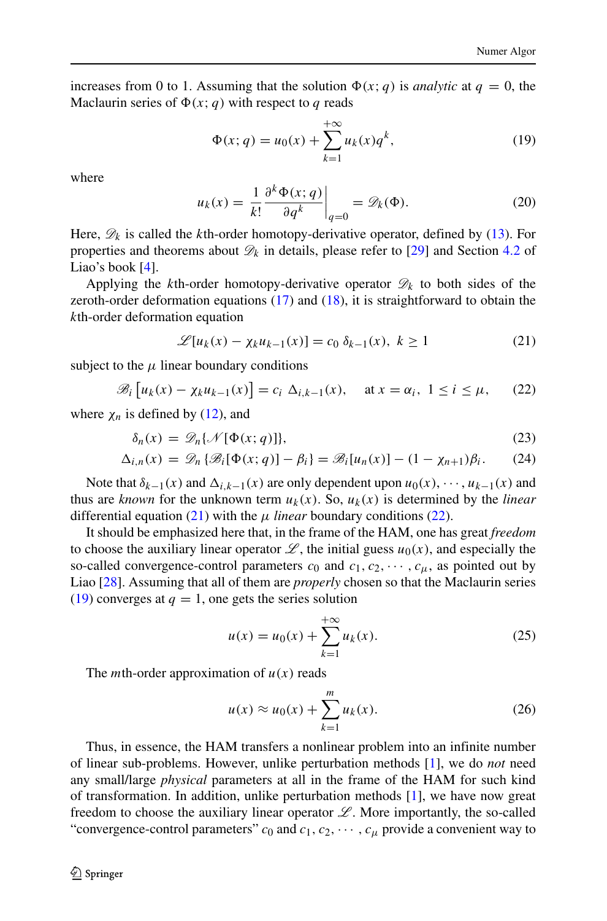increases from 0 to 1. Assuming that the solution $\Phi(x;q)$ is *analytic* at $q = 0$, the Maclaurin series of $\Phi(x;q)$ with respect to $q$ reads

$$\Phi(x;q) = u_0(x) + \sum_{k=1}^{+\infty} u_k(x) q^k, \tag{19}$$

where

$$u_k(x) = \frac{1}{k!} \frac{\partial^k \Phi(x;q)}{\partial q^k}\bigg|_{q=0} = \mathscr{D}_k(\Phi). \tag{20}$$

Here, $\mathscr{D}_k$ is called the $k$th-order homotopy-derivative operator, defined by (13). For properties and theorems about $\mathscr{D}_k$ in details, please refer to [29] and Section 4.2 of Liao's book [4].

Applying the $k$th-order homotopy-derivative operator $\mathscr{D}_k$ to both sides of the zeroth-order deformation equations (17) and (18), it is straightforward to obtain the $k$th-order deformation equation

$$\mathscr{L}[u_k(x) - \chi_k u_{k-1}(x)] = c_0\ \delta_{k-1}(x),\ \ k \geq 1 \tag{21}$$

subject to the $\mu$ linear boundary conditions

$$\mathscr{B}_i\left[u_k(x) - \chi_k u_{k-1}(x)\right] = c_i\ \Delta_{i,k-1}(x), \quad \text{at } x = \alpha_i,\ \ 1 \leq i \leq \mu, \tag{22}$$

where $\chi_n$ is defined by (12), and

$$\delta_n(x) = \mathscr{D}_n\{\mathscr{N}[\Phi(x;q)]\}, \tag{23}$$

$$\Delta_{i,n}(x) = \mathscr{D}_n\{\mathscr{B}_i[\Phi(x;q)] - \beta_i\} = \mathscr{B}_i[u_n(x)] - (1-\chi_{n+1})\beta_i. \tag{24}$$

Note that $\delta_{k-1}(x)$ and $\Delta_{i,k-1}(x)$ are only dependent upon $u_0(x), \cdots, u_{k-1}(x)$ and thus are *known* for the unknown term $u_k(x)$. So, $u_k(x)$ is determined by the *linear* differential equation (21) with the $\mu$ *linear* boundary conditions (22).

It should be emphasized here that, in the frame of the HAM, one has great *freedom* to choose the auxiliary linear operator $\mathscr{L}$, the initial guess $u_0(x)$, and especially the so-called convergence-control parameters $c_0$ and $c_1, c_2, \cdots, c_\mu$, as pointed out by Liao [28]. Assuming that all of them are *properly* chosen so that the Maclaurin series (19) converges at $q = 1$, one gets the series solution

$$u(x) = u_0(x) + \sum_{k=1}^{+\infty} u_k(x). \tag{25}$$

The $m$th-order approximation of $u(x)$ reads

$$u(x) \approx u_0(x) + \sum_{k=1}^{m} u_k(x). \tag{26}$$

Thus, in essence, the HAM transfers a nonlinear problem into an infinite number of linear sub-problems. However, unlike perturbation methods [1], we do *not* need any small/large *physical* parameters at all in the frame of the HAM for such kind of transformation. In addition, unlike perturbation methods [1], we have now great freedom to choose the auxiliary linear operator $\mathscr{L}$. More importantly, the so-called "convergence-control parameters" $c_0$ and $c_1, c_2, \cdots, c_\mu$ provide a convenient way to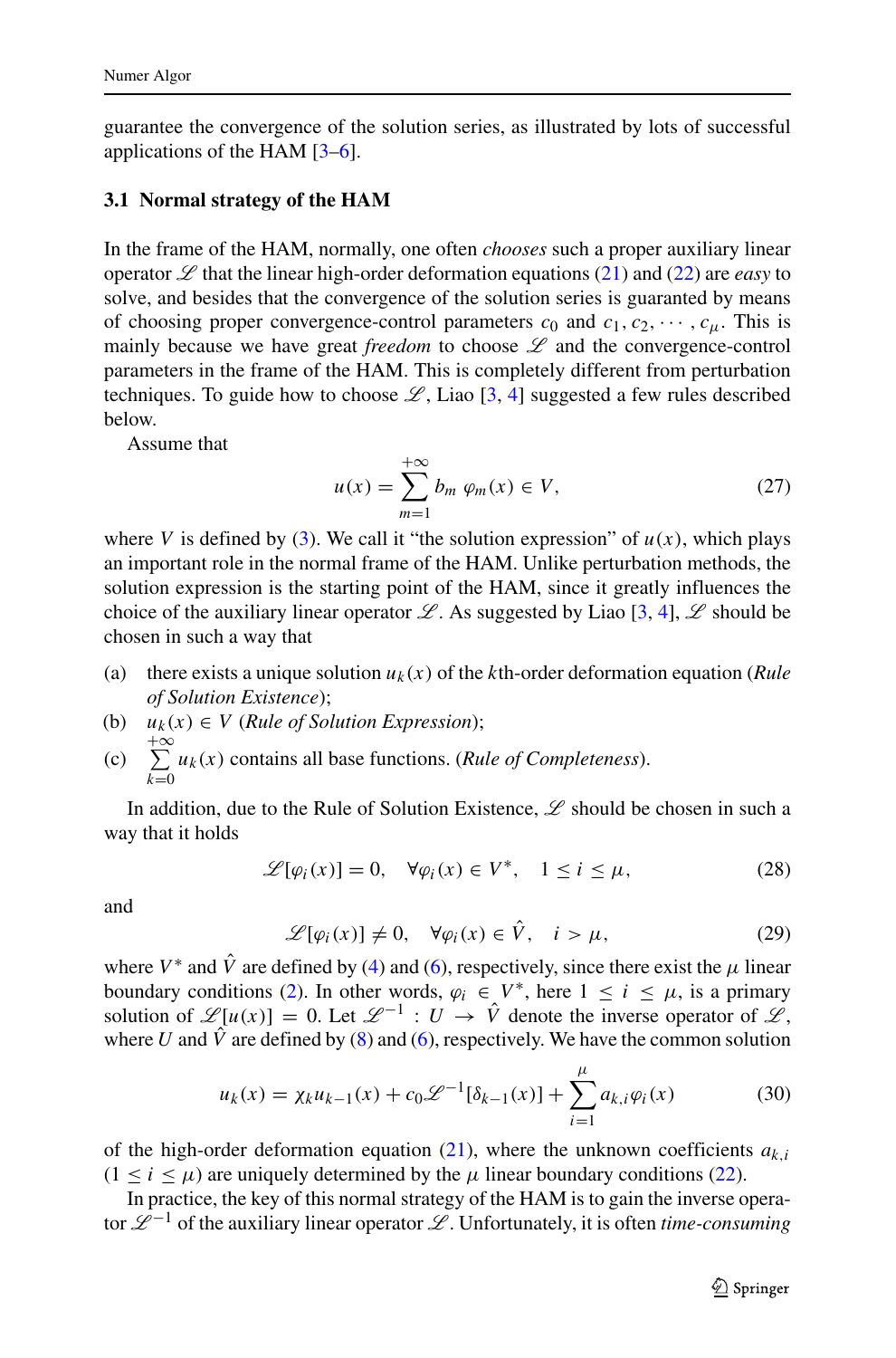guarantee the convergence of the solution series, as illustrated by lots of successful applications of the HAM [3–6].

### 3.1 Normal strategy of the HAM

In the frame of the HAM, normally, one often *chooses* such a proper auxiliary linear operator $\mathscr{L}$ that the linear high-order deformation equations (21) and (22) are *easy* to solve, and besides that the convergence of the solution series is guaranted by means of choosing proper convergence-control parameters $c_0$ and $c_1, c_2, \cdots, c_\mu$. This is mainly because we have great *freedom* to choose $\mathscr{L}$ and the convergence-control parameters in the frame of the HAM. This is completely different from perturbation techniques. To guide how to choose $\mathscr{L}$, Liao [3, 4] suggested a few rules described below.

Assume that

$$u(x) = \sum_{m=1}^{+\infty} b_m \; \varphi_m(x) \in V, \tag{27}$$

where $V$ is defined by (3). We call it "the solution expression" of $u(x)$, which plays an important role in the normal frame of the HAM. Unlike perturbation methods, the solution expression is the starting point of the HAM, since it greatly influences the choice of the auxiliary linear operator $\mathscr{L}$. As suggested by Liao [3, 4], $\mathscr{L}$ should be chosen in such a way that

(a) there exists a unique solution $u_k(x)$ of the $k$th-order deformation equation (*Rule of Solution Existence*);
(b) $u_k(x) \in V$ (*Rule of Solution Expression*);
(c) $\sum_{k=0}^{+\infty} u_k(x)$ contains all base functions. (*Rule of Completeness*).

In addition, due to the Rule of Solution Existence, $\mathscr{L}$ should be chosen in such a way that it holds

$$\mathscr{L}[\varphi_i(x)] = 0, \quad \forall \varphi_i(x) \in V^*, \quad 1 \le i \le \mu, \tag{28}$$

and

$$\mathscr{L}[\varphi_i(x)] \neq 0, \quad \forall \varphi_i(x) \in \hat{V}, \quad i > \mu, \tag{29}$$

where $V^*$ and $\hat{V}$ are defined by (4) and (6), respectively, since there exist the $\mu$ linear boundary conditions (2). In other words, $\varphi_i \in V^*$, here $1 \le i \le \mu$, is a primary solution of $\mathscr{L}[u(x)] = 0$. Let $\mathscr{L}^{-1} : U \to \hat{V}$ denote the inverse operator of $\mathscr{L}$, where $U$ and $\hat{V}$ are defined by (8) and (6), respectively. We have the common solution

$$u_k(x) = \chi_k u_{k-1}(x) + c_0 \mathscr{L}^{-1}[\delta_{k-1}(x)] + \sum_{i=1}^{\mu} a_{k,i} \varphi_i(x) \tag{30}$$

of the high-order deformation equation (21), where the unknown coefficients $a_{k,i}$ ($1 \le i \le \mu$) are uniquely determined by the $\mu$ linear boundary conditions (22).

In practice, the key of this normal strategy of the HAM is to gain the inverse operator $\mathscr{L}^{-1}$ of the auxiliary linear operator $\mathscr{L}$. Unfortunately, it is often *time-consuming*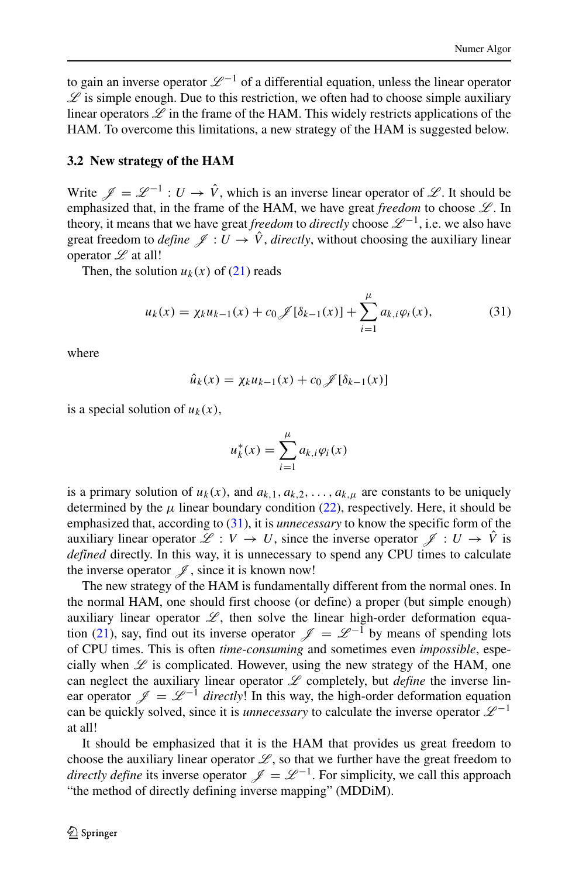to gain an inverse operator $\mathscr{L}^{-1}$ of a differential equation, unless the linear operator $\mathscr{L}$ is simple enough. Due to this restriction, we often had to choose simple auxiliary linear operators $\mathscr{L}$ in the frame of the HAM. This widely restricts applications of the HAM. To overcome this limitations, a new strategy of the HAM is suggested below.

### 3.2 New strategy of the HAM

Write $\mathscr{J} = \mathscr{L}^{-1} : U \to \hat{V}$, which is an inverse linear operator of $\mathscr{L}$. It should be emphasized that, in the frame of the HAM, we have great *freedom* to choose $\mathscr{L}$. In theory, it means that we have great *freedom* to *directly* choose $\mathscr{L}^{-1}$, i.e. we also have great freedom to *define* $\mathscr{J} : U \to \hat{V}$, *directly*, without choosing the auxiliary linear operator $\mathscr{L}$ at all!

Then, the solution $u_k(x)$ of (21) reads

$$u_k(x) = \chi_k u_{k-1}(x) + c_0 \mathscr{J}[\delta_{k-1}(x)] + \sum_{i=1}^{\mu} a_{k,i}\varphi_i(x), \tag{31}$$

where

$$\hat{u}_k(x) = \chi_k u_{k-1}(x) + c_0 \mathscr{J}[\delta_{k-1}(x)]$$

is a special solution of $u_k(x)$,

$$u_k^*(x) = \sum_{i=1}^{\mu} a_{k,i}\varphi_i(x)$$

is a primary solution of $u_k(x)$, and $a_{k,1}, a_{k,2}, \ldots, a_{k,\mu}$ are constants to be uniquely determined by the $\mu$ linear boundary condition (22), respectively. Here, it should be emphasized that, according to (31), it is *unnecessary* to know the specific form of the auxiliary linear operator $\mathscr{L} : V \to U$, since the inverse operator $\mathscr{J} : U \to \hat{V}$ is *defined* directly. In this way, it is unnecessary to spend any CPU times to calculate the inverse operator $\mathscr{J}$, since it is known now!

The new strategy of the HAM is fundamentally different from the normal ones. In the normal HAM, one should first choose (or define) a proper (but simple enough) auxiliary linear operator $\mathscr{L}$, then solve the linear high-order deformation equation (21), say, find out its inverse operator $\mathscr{J} = \mathscr{L}^{-1}$ by means of spending lots of CPU times. This is often *time-consuming* and sometimes even *impossible*, especially when $\mathscr{L}$ is complicated. However, using the new strategy of the HAM, one can neglect the auxiliary linear operator $\mathscr{L}$ completely, but *define* the inverse linear operator $\mathscr{J} = \mathscr{L}^{-1}$ *directly*! In this way, the high-order deformation equation can be quickly solved, since it is *unnecessary* to calculate the inverse operator $\mathscr{L}^{-1}$ at all!

It should be emphasized that it is the HAM that provides us great freedom to choose the auxiliary linear operator $\mathscr{L}$, so that we further have the great freedom to *directly define* its inverse operator $\mathscr{J} = \mathscr{L}^{-1}$. For simplicity, we call this approach "the method of directly defining inverse mapping" (MDDiM).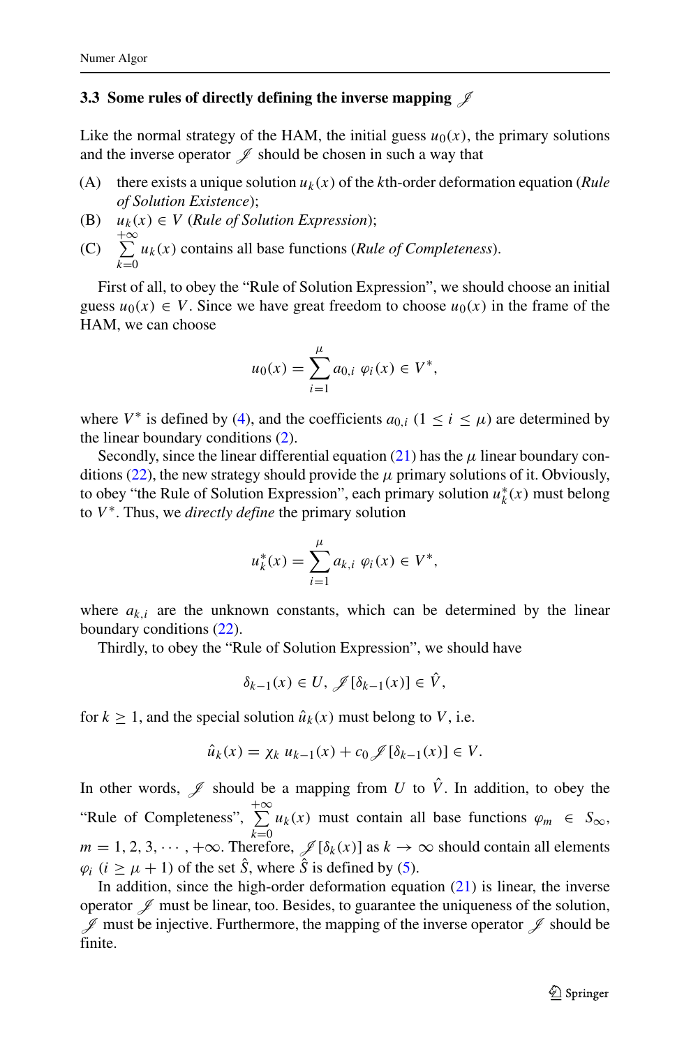### 3.3 Some rules of directly defining the inverse mapping $\mathscr{J}$

Like the normal strategy of the HAM, the initial guess $u_0(x)$, the primary solutions and the inverse operator $\mathscr{J}$ should be chosen in such a way that

(A) there exists a unique solution $u_k(x)$ of the $k$th-order deformation equation (*Rule of Solution Existence*);

(B) $u_k(x) \in V$ (*Rule of Solution Expression*);

(C) $\sum_{k=0}^{+\infty} u_k(x)$ contains all base functions (*Rule of Completeness*).

First of all, to obey the "Rule of Solution Expression", we should choose an initial guess $u_0(x) \in V$. Since we have great freedom to choose $u_0(x)$ in the frame of the HAM, we can choose

$$u_0(x) = \sum_{i=1}^{\mu} a_{0,i}\ \varphi_i(x) \in V^*,$$

where $V^*$ is defined by (4), and the coefficients $a_{0,i}$ $(1 \leq i \leq \mu)$ are determined by the linear boundary conditions (2).

Secondly, since the linear differential equation (21) has the $\mu$ linear boundary conditions (22), the new strategy should provide the $\mu$ primary solutions of it. Obviously, to obey "the Rule of Solution Expression", each primary solution $u_k^*(x)$ must belong to $V^*$. Thus, we *directly define* the primary solution

$$u_k^*(x) = \sum_{i=1}^{\mu} a_{k,i}\ \varphi_i(x) \in V^*,$$

where $a_{k,i}$ are the unknown constants, which can be determined by the linear boundary conditions (22).

Thirdly, to obey the "Rule of Solution Expression", we should have

$$\delta_{k-1}(x) \in U,\ \mathscr{J}[\delta_{k-1}(x)] \in \hat{V},$$

for $k \geq 1$, and the special solution $\hat{u}_k(x)$ must belong to $V$, i.e.

$$\hat{u}_k(x) = \chi_k\ u_{k-1}(x) + c_0\,\mathscr{J}[\delta_{k-1}(x)] \in V.$$

In other words, $\mathscr{J}$ should be a mapping from $U$ to $\hat{V}$. In addition, to obey the "Rule of Completeness", $\sum_{k=0}^{+\infty} u_k(x)$ must contain all base functions $\varphi_m \in S_\infty$, $m = 1, 2, 3, \cdots, +\infty$. Therefore, $\mathscr{J}[\delta_k(x)]$ as $k \to \infty$ should contain all elements $\varphi_i$ $(i \geq \mu + 1)$ of the set $\hat{S}$, where $\hat{S}$ is defined by (5).

In addition, since the high-order deformation equation (21) is linear, the inverse operator $\mathscr{J}$ must be linear, too. Besides, to guarantee the uniqueness of the solution, $\mathscr{J}$ must be injective. Furthermore, the mapping of the inverse operator $\mathscr{J}$ should be finite.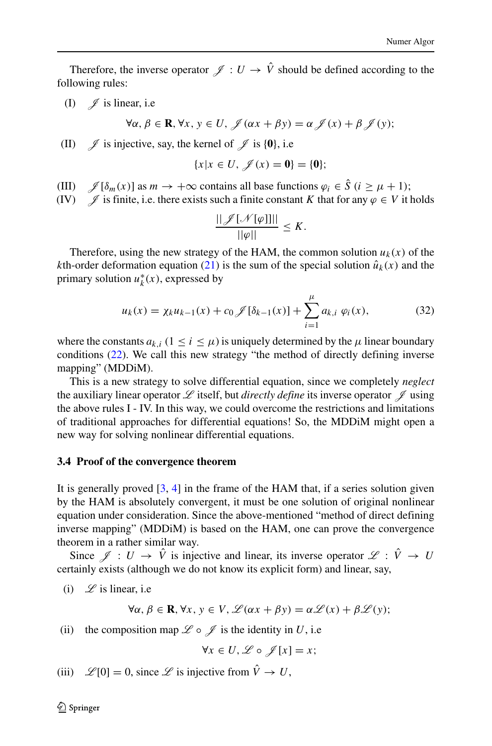Therefore, the inverse operator $\mathscr{J} : U \to \hat{V}$ should be defined according to the following rules:

(I) $\mathscr{J}$ is linear, i.e

$$\forall \alpha, \beta \in \mathbf{R}, \forall x, y \in U, \mathscr{J}(\alpha x + \beta y) = \alpha \mathscr{J}(x) + \beta \mathscr{J}(y);$$

(II) $\mathscr{J}$ is injective, say, the kernel of $\mathscr{J}$ is $\{\mathbf{0}\}$, i.e

$$\{x | x \in U, \mathscr{J}(x) = \mathbf{0}\} = \{\mathbf{0}\};$$

(III) $\mathscr{J}[\delta_m(x)]$ as $m \to +\infty$ contains all base functions $\varphi_i \in \hat{S}$ $(i \geq \mu + 1)$;

(IV) $\mathscr{J}$ is finite, i.e. there exists such a finite constant $K$ that for any $\varphi \in V$ it holds

$$\frac{||\mathscr{J}[\mathscr{N}[\varphi]]||}{||\varphi||} \leq K.$$

Therefore, using the new strategy of the HAM, the common solution $u_k(x)$ of the $k$th-order deformation equation (21) is the sum of the special solution $\hat{u}_k(x)$ and the primary solution $u_k^*(x)$, expressed by

$$u_k(x) = \chi_k u_{k-1}(x) + c_0 \mathscr{J}[\delta_{k-1}(x)] + \sum_{i=1}^{\mu} a_{k,i} \; \varphi_i(x), \tag{32}$$

where the constants $a_{k,i}$ $(1 \leq i \leq \mu)$ is uniquely determined by the $\mu$ linear boundary conditions (22). We call this new strategy "the method of directly defining inverse mapping" (MDDiM).

This is a new strategy to solve differential equation, since we completely *neglect* the auxiliary linear operator $\mathscr{L}$ itself, but *directly define* its inverse operator $\mathscr{J}$ using the above rules I - IV. In this way, we could overcome the restrictions and limitations of traditional approaches for differential equations! So, the MDDiM might open a new way for solving nonlinear differential equations.

### 3.4 Proof of the convergence theorem

It is generally proved [3, 4] in the frame of the HAM that, if a series solution given by the HAM is absolutely convergent, it must be one solution of original nonlinear equation under consideration. Since the above-mentioned "method of direct defining inverse mapping" (MDDiM) is based on the HAM, one can prove the convergence theorem in a rather similar way.

Since $\mathscr{J} : U \to \hat{V}$ is injective and linear, its inverse operator $\mathscr{L} : \hat{V} \to U$ certainly exists (although we do not know its explicit form) and linear, say,

(i) $\mathscr{L}$ is linear, i.e

$$\forall \alpha, \beta \in \mathbf{R}, \forall x, y \in V, \mathscr{L}(\alpha x + \beta y) = \alpha \mathscr{L}(x) + \beta \mathscr{L}(y);$$

(ii) the composition map $\mathscr{L} \circ \mathscr{J}$ is the identity in $U$, i.e

$$\forall x \in U, \mathscr{L} \circ \mathscr{J}[x] = x;$$

(iii) $\mathscr{L}[0] = 0$, since $\mathscr{L}$ is injective from $\hat{V} \to U$,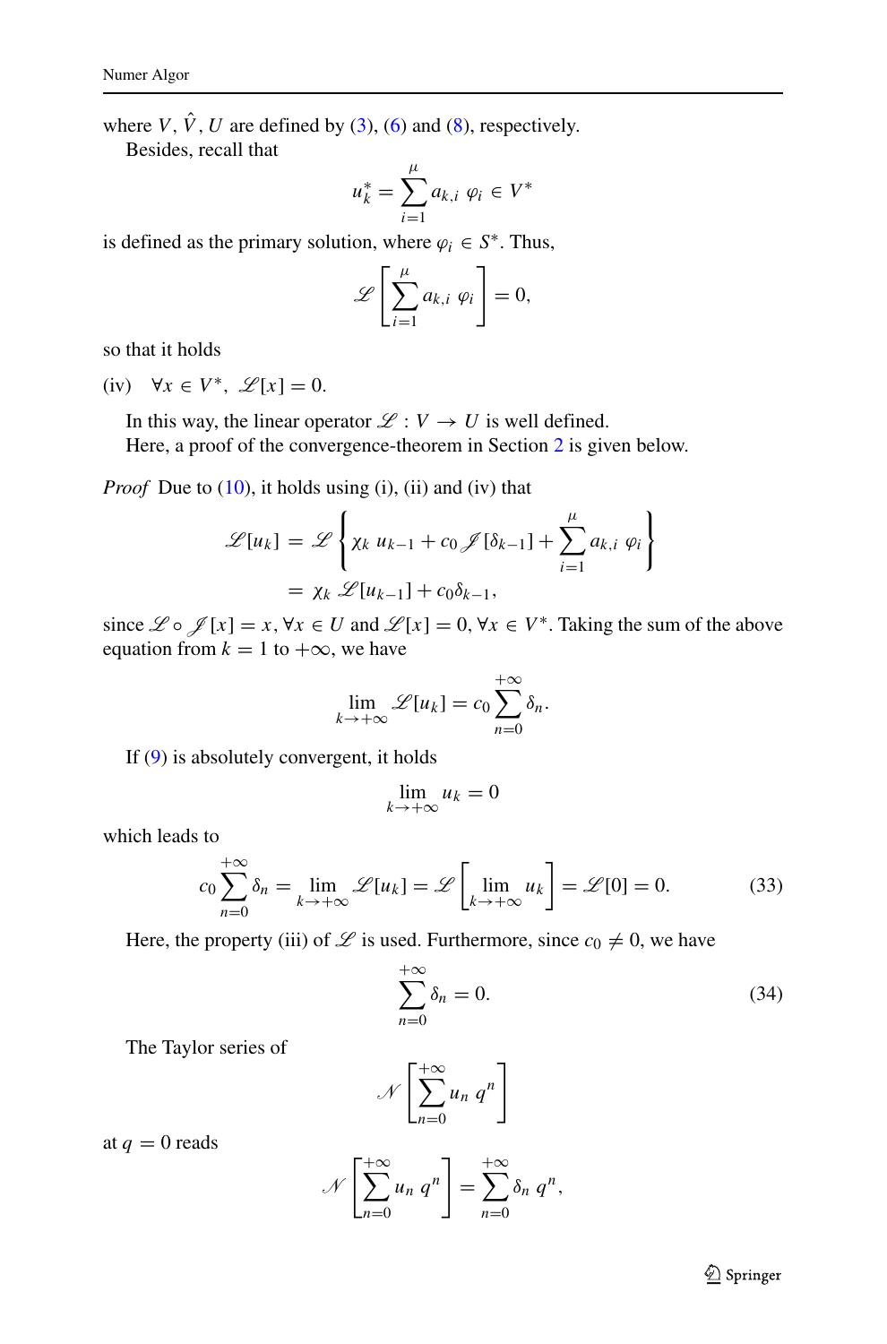where $V, \hat{V}, U$ are defined by (3), (6) and (8), respectively.

Besides, recall that

$$u_k^* = \sum_{i=1}^{\mu} a_{k,i}\ \varphi_i \in V^*$$

is defined as the primary solution, where $\varphi_i \in S^*$. Thus,

$$\mathscr{L}\left[\sum_{i=1}^{\mu} a_{k,i}\ \varphi_i\right] = 0,$$

so that it holds

(iv) $\quad \forall x \in V^*,\ \mathscr{L}[x] = 0.$

In this way, the linear operator $\mathscr{L} : V \to U$ is well defined.

Here, a proof of the convergence-theorem in Section 2 is given below.

*Proof* Due to (10), it holds using (i), (ii) and (iv) that

$$\begin{aligned}
\mathscr{L}[u_k] &= \mathscr{L}\left\{\chi_k\ u_{k-1} + c_0\,\mathscr{J}[\delta_{k-1}] + \sum_{i=1}^{\mu} a_{k,i}\ \varphi_i\right\} \\
&= \chi_k\ \mathscr{L}[u_{k-1}] + c_0\delta_{k-1},
\end{aligned}$$

since $\mathscr{L} \circ \mathscr{J}[x] = x, \forall x \in U$ and $\mathscr{L}[x] = 0, \forall x \in V^*$. Taking the sum of the above equation from $k = 1$ to $+\infty$, we have

$$\lim_{k \to +\infty} \mathscr{L}[u_k] = c_0 \sum_{n=0}^{+\infty} \delta_n.$$

If (9) is absolutely convergent, it holds

$$\lim_{k \to +\infty} u_k = 0$$

which leads to

$$c_0 \sum_{n=0}^{+\infty} \delta_n = \lim_{k \to +\infty} \mathscr{L}[u_k] = \mathscr{L}\left[\lim_{k \to +\infty} u_k\right] = \mathscr{L}[0] = 0. \tag{33}$$

Here, the property (iii) of $\mathscr{L}$ is used. Furthermore, since $c_0 \neq 0$, we have

$$\sum_{n=0}^{+\infty} \delta_n = 0. \tag{34}$$

The Taylor series of

$$\mathscr{N}\left[\sum_{n=0}^{+\infty} u_n\ q^n\right]$$

at $q = 0$ reads

$$\mathscr{N}\left[\sum_{n=0}^{+\infty} u_n\ q^n\right] = \sum_{n=0}^{+\infty} \delta_n\ q^n,$$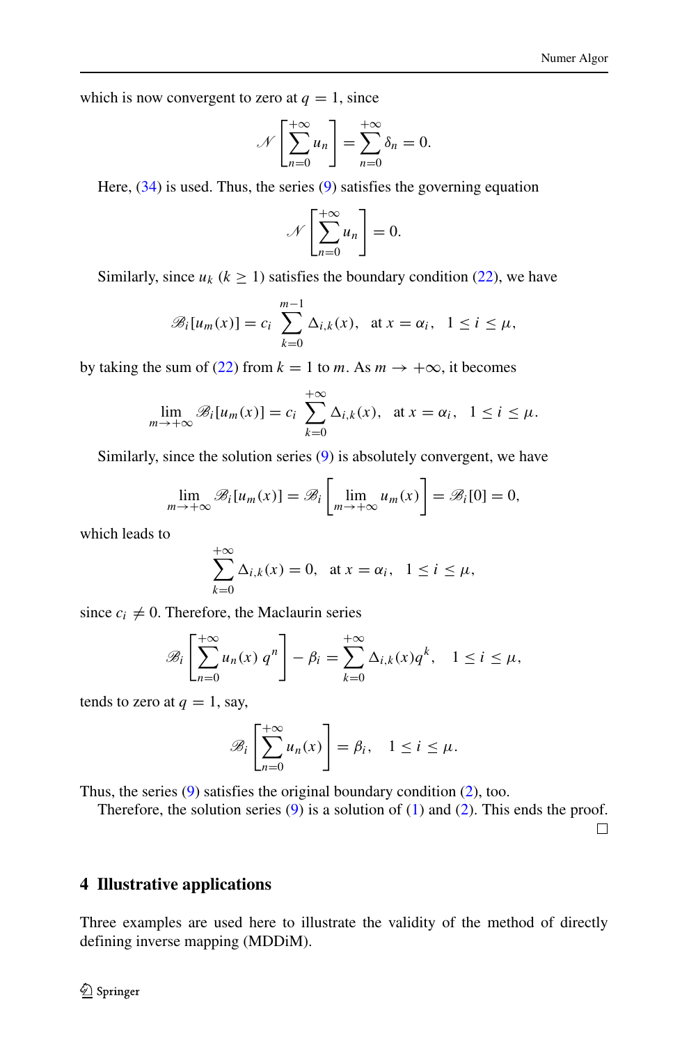which is now convergent to zero at $q = 1$, since

$$\mathscr{N}\left[\sum_{n=0}^{+\infty} u_n\right] = \sum_{n=0}^{+\infty} \delta_n = 0.$$

Here, (34) is used. Thus, the series (9) satisfies the governing equation

$$\mathscr{N}\left[\sum_{n=0}^{+\infty} u_n\right] = 0.$$

Similarly, since $u_k$ ($k \geq 1$) satisfies the boundary condition (22), we have

$$\mathscr{B}_i[u_m(x)] = c_i \sum_{k=0}^{m-1} \Delta_{i,k}(x), \quad \text{at } x = \alpha_i, \quad 1 \leq i \leq \mu,$$

by taking the sum of (22) from $k = 1$ to $m$. As $m \to +\infty$, it becomes

$$\lim_{m\to+\infty} \mathscr{B}_i[u_m(x)] = c_i \sum_{k=0}^{+\infty} \Delta_{i,k}(x), \quad \text{at } x = \alpha_i, \quad 1 \leq i \leq \mu.$$

Similarly, since the solution series (9) is absolutely convergent, we have

$$\lim_{m\to+\infty} \mathscr{B}_i[u_m(x)] = \mathscr{B}_i\left[\lim_{m\to+\infty} u_m(x)\right] = \mathscr{B}_i[0] = 0,$$

which leads to

$$\sum_{k=0}^{+\infty} \Delta_{i,k}(x) = 0, \quad \text{at } x = \alpha_i, \quad 1 \leq i \leq \mu,$$

since $c_i \neq 0$. Therefore, the Maclaurin series

$$\mathscr{B}_i\left[\sum_{n=0}^{+\infty} u_n(x)\, q^n\right] - \beta_i = \sum_{k=0}^{+\infty} \Delta_{i,k}(x) q^k, \quad 1 \leq i \leq \mu,$$

tends to zero at $q = 1$, say,

$$\mathscr{B}_i\left[\sum_{n=0}^{+\infty} u_n(x)\right] = \beta_i, \quad 1 \leq i \leq \mu.$$

Thus, the series (9) satisfies the original boundary condition (2), too.

Therefore, the solution series (9) is a solution of (1) and (2). This ends the proof. □

## 4 Illustrative applications

Three examples are used here to illustrate the validity of the method of directly defining inverse mapping (MDDiM).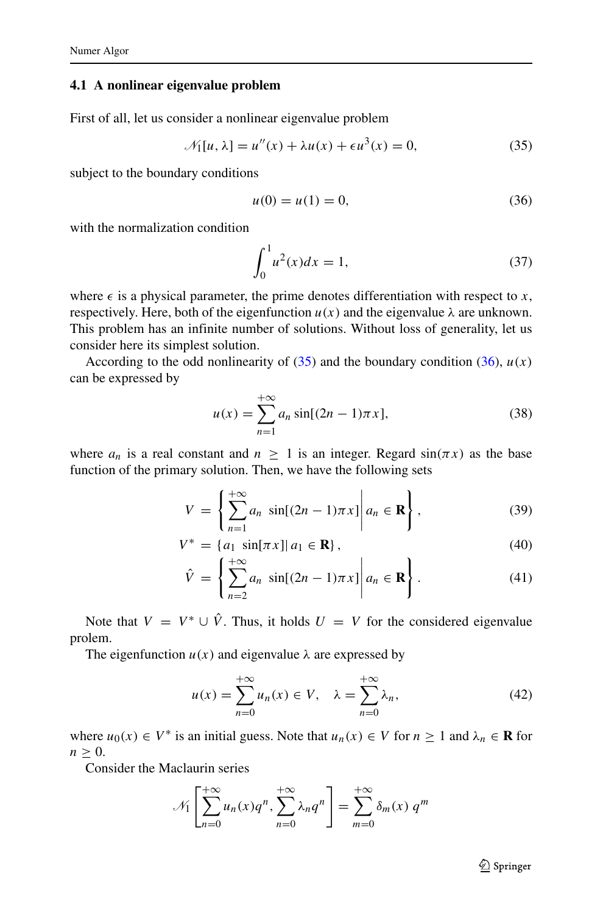### 4.1 A nonlinear eigenvalue problem

First of all, let us consider a nonlinear eigenvalue problem

$$\mathscr{N}_1[u, \lambda] = u''(x) + \lambda u(x) + \epsilon u^3(x) = 0, \tag{35}$$

subject to the boundary conditions

$$u(0) = u(1) = 0, \tag{36}$$

with the normalization condition

$$\int_0^1 u^2(x)dx = 1, \tag{37}$$

where $\epsilon$ is a physical parameter, the prime denotes differentiation with respect to $x$, respectively. Here, both of the eigenfunction $u(x)$ and the eigenvalue $\lambda$ are unknown. This problem has an infinite number of solutions. Without loss of generality, let us consider here its simplest solution.

According to the odd nonlinearity of (35) and the boundary condition (36), $u(x)$ can be expressed by

$$u(x) = \sum_{n=1}^{+\infty} a_n \sin[(2n-1)\pi x], \tag{38}$$

where $a_n$ is a real constant and $n \geq 1$ is an integer. Regard $\sin(\pi x)$ as the base function of the primary solution. Then, we have the following sets

$$V = \left\{ \sum_{n=1}^{+\infty} a_n \ \sin[(2n-1)\pi x] \middle| a_n \in \mathbf{R} \right\}, \tag{39}$$

$$V^* = \{ a_1 \ \sin[\pi x] | \, a_1 \in \mathbf{R} \}, \tag{40}$$

$$\hat{V} = \left\{ \sum_{n=2}^{+\infty} a_n \ \sin[(2n-1)\pi x] \middle| a_n \in \mathbf{R} \right\}. \tag{41}$$

Note that $V = V^* \cup \hat{V}$. Thus, it holds $U = V$ for the considered eigenvalue prolem.

The eigenfunction $u(x)$ and eigenvalue $\lambda$ are expressed by

$$u(x) = \sum_{n=0}^{+\infty} u_n(x) \in V, \quad \lambda = \sum_{n=0}^{+\infty} \lambda_n, \tag{42}$$

where $u_0(x) \in V^*$ is an initial guess. Note that $u_n(x) \in V$ for $n \geq 1$ and $\lambda_n \in \mathbf{R}$ for $n \geq 0$.

Consider the Maclaurin series

$$\mathscr{N}_1 \left[ \sum_{n=0}^{+\infty} u_n(x) q^n, \sum_{n=0}^{+\infty} \lambda_n q^n \right] = \sum_{m=0}^{+\infty} \delta_m(x) \, q^m$$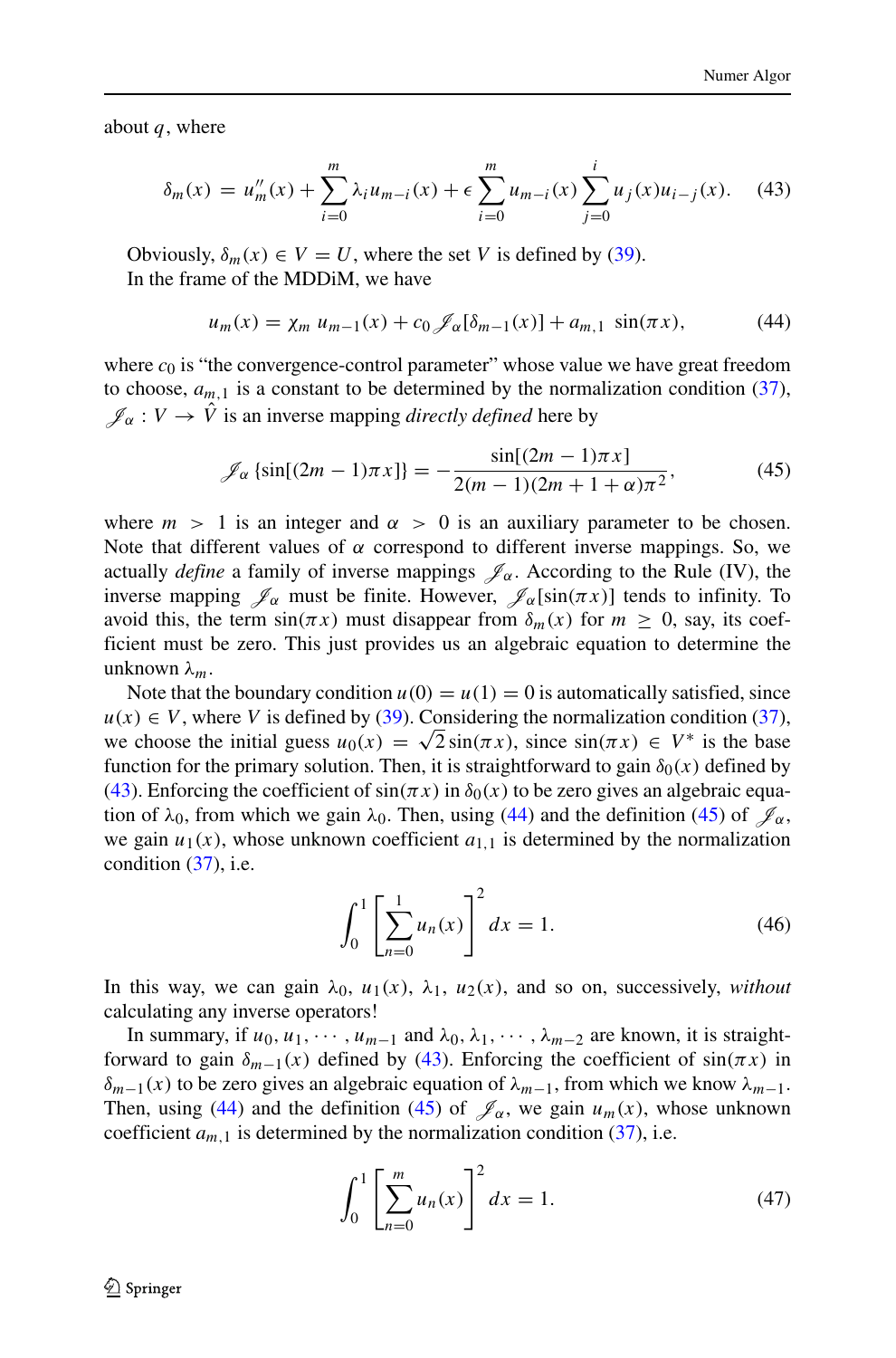about $q$, where

$$\delta_m(x) = u_m''(x) + \sum_{i=0}^{m} \lambda_i u_{m-i}(x) + \epsilon \sum_{i=0}^{m} u_{m-i}(x) \sum_{j=0}^{i} u_j(x) u_{i-j}(x). \quad (43)$$

Obviously, $\delta_m(x) \in V = U$, where the set $V$ is defined by (39).

In the frame of the MDDiM, we have

$$u_m(x) = \chi_m \, u_{m-1}(x) + c_0 \, \mathscr{J}_\alpha[\delta_{m-1}(x)] + a_{m,1} \, \sin(\pi x), \quad (44)$$

where $c_0$ is "the convergence-control parameter" whose value we have great freedom to choose, $a_{m,1}$ is a constant to be determined by the normalization condition (37), $\mathscr{J}_\alpha : V \to \hat{V}$ is an inverse mapping *directly defined* here by

$$\mathscr{J}_\alpha \{\sin[(2m-1)\pi x]\} = -\frac{\sin[(2m-1)\pi x]}{2(m-1)(2m+1+\alpha)\pi^2}, \quad (45)$$

where $m > 1$ is an integer and $\alpha > 0$ is an auxiliary parameter to be chosen. Note that different values of $\alpha$ correspond to different inverse mappings. So, we actually *define* a family of inverse mappings $\mathscr{J}_\alpha$. According to the Rule (IV), the inverse mapping $\mathscr{J}_\alpha$ must be finite. However, $\mathscr{J}_\alpha[\sin(\pi x)]$ tends to infinity. To avoid this, the term $\sin(\pi x)$ must disappear from $\delta_m(x)$ for $m \geq 0$, say, its coefficient must be zero. This just provides us an algebraic equation to determine the unknown $\lambda_m$.

Note that the boundary condition $u(0) = u(1) = 0$ is automatically satisfied, since $u(x) \in V$, where $V$ is defined by (39). Considering the normalization condition (37), we choose the initial guess $u_0(x) = \sqrt{2}\sin(\pi x)$, since $\sin(\pi x) \in V^*$ is the base function for the primary solution. Then, it is straightforward to gain $\delta_0(x)$ defined by (43). Enforcing the coefficient of $\sin(\pi x)$ in $\delta_0(x)$ to be zero gives an algebraic equation of $\lambda_0$, from which we gain $\lambda_0$. Then, using (44) and the definition (45) of $\mathscr{J}_\alpha$, we gain $u_1(x)$, whose unknown coefficient $a_{1,1}$ is determined by the normalization condition (37), i.e.

$$\int_0^1 \left[\sum_{n=0}^{1} u_n(x)\right]^2 dx = 1. \quad (46)$$

In this way, we can gain $\lambda_0$, $u_1(x)$, $\lambda_1$, $u_2(x)$, and so on, successively, *without* calculating any inverse operators!

In summary, if $u_0, u_1, \cdots, u_{m-1}$ and $\lambda_0, \lambda_1, \cdots, \lambda_{m-2}$ are known, it is straightforward to gain $\delta_{m-1}(x)$ defined by (43). Enforcing the coefficient of $\sin(\pi x)$ in $\delta_{m-1}(x)$ to be zero gives an algebraic equation of $\lambda_{m-1}$, from which we know $\lambda_{m-1}$. Then, using (44) and the definition (45) of $\mathscr{J}_\alpha$, we gain $u_m(x)$, whose unknown coefficient $a_{m,1}$ is determined by the normalization condition (37), i.e.

$$\int_0^1 \left[\sum_{n=0}^{m} u_n(x)\right]^2 dx = 1. \quad (47)$$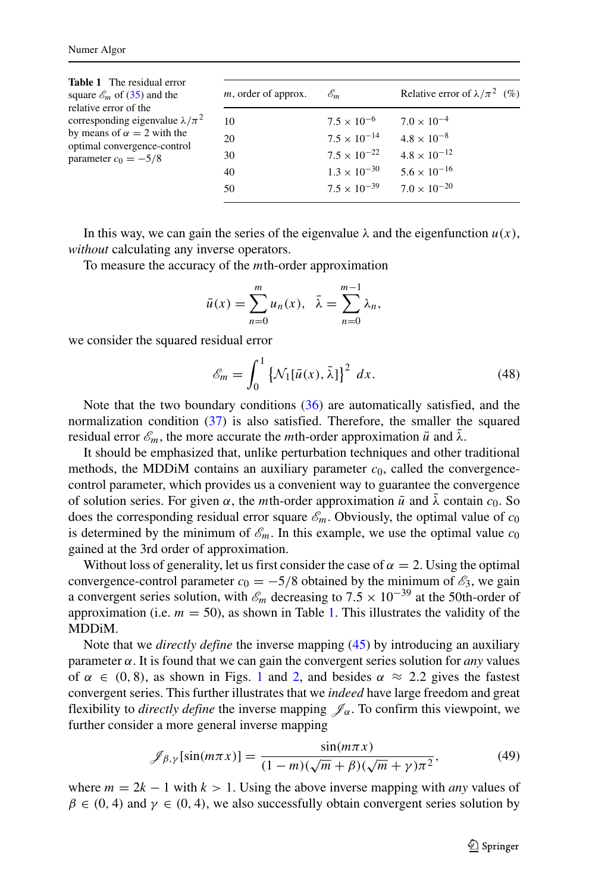**Table 1** The residual error square $\mathscr{E}_m$ of (35) and the relative error of the corresponding eigenvalue $\lambda/\pi^2$ by means of $\alpha = 2$ with the optimal convergence-control parameter $c_0 = -5/8$

| $m$, order of approx. | $\mathscr{E}_m$ | Relative error of $\lambda/\pi^2$ (%) |
|---|---|---|
| 10 | $7.5 \times 10^{-6}$ | $7.0 \times 10^{-4}$ |
| 20 | $7.5 \times 10^{-14}$ | $4.8 \times 10^{-8}$ |
| 30 | $7.5 \times 10^{-22}$ | $4.8 \times 10^{-12}$ |
| 40 | $1.3 \times 10^{-30}$ | $5.6 \times 10^{-16}$ |
| 50 | $7.5 \times 10^{-39}$ | $7.0 \times 10^{-20}$ |

In this way, we can gain the series of the eigenvalue $\lambda$ and the eigenfunction $u(x)$, *without* calculating any inverse operators.

To measure the accuracy of the $m$th-order approximation

$$\bar{u}(x) = \sum_{n=0}^{m} u_n(x), \quad \bar{\lambda} = \sum_{n=0}^{m-1} \lambda_n,$$

we consider the squared residual error

$$\mathscr{E}_m = \int_0^1 \left\{ \mathcal{N}_1[\bar{u}(x), \bar{\lambda}] \right\}^2 \, dx. \tag{48}$$

Note that the two boundary conditions (36) are automatically satisfied, and the normalization condition (37) is also satisfied. Therefore, the smaller the squared residual error $\mathscr{E}_m$, the more accurate the $m$th-order approximation $\bar{u}$ and $\bar{\lambda}$.

It should be emphasized that, unlike perturbation techniques and other traditional methods, the MDDiM contains an auxiliary parameter $c_0$, called the convergence-control parameter, which provides us a convenient way to guarantee the convergence of solution series. For given $\alpha$, the $m$th-order approximation $\bar{u}$ and $\bar{\lambda}$ contain $c_0$. So does the corresponding residual error square $\mathscr{E}_m$. Obviously, the optimal value of $c_0$ is determined by the minimum of $\mathscr{E}_m$. In this example, we use the optimal value $c_0$ gained at the 3rd order of approximation.

Without loss of generality, let us first consider the case of $\alpha = 2$. Using the optimal convergence-control parameter $c_0 = -5/8$ obtained by the minimum of $\mathscr{E}_3$, we gain a convergent series solution, with $\mathscr{E}_m$ decreasing to $7.5 \times 10^{-39}$ at the 50th-order of approximation (i.e. $m = 50$), as shown in Table 1. This illustrates the validity of the MDDiM.

Note that we *directly define* the inverse mapping (45) by introducing an auxiliary parameter $\alpha$. It is found that we can gain the convergent series solution for *any* values of $\alpha \in (0, 8)$, as shown in Figs. 1 and 2, and besides $\alpha \approx 2.2$ gives the fastest convergent series. This further illustrates that we *indeed* have large freedom and great flexibility to *directly define* the inverse mapping $\mathscr{J}_\alpha$. To confirm this viewpoint, we further consider a more general inverse mapping

$$\mathscr{J}_{\beta,\gamma}[\sin(m\pi x)] = \frac{\sin(m\pi x)}{(1-m)(\sqrt{m}+\beta)(\sqrt{m}+\gamma)\pi^2}, \tag{49}$$

where $m = 2k - 1$ with $k > 1$. Using the above inverse mapping with *any* values of $\beta \in (0, 4)$ and $\gamma \in (0, 4)$, we also successfully obtain convergent series solution by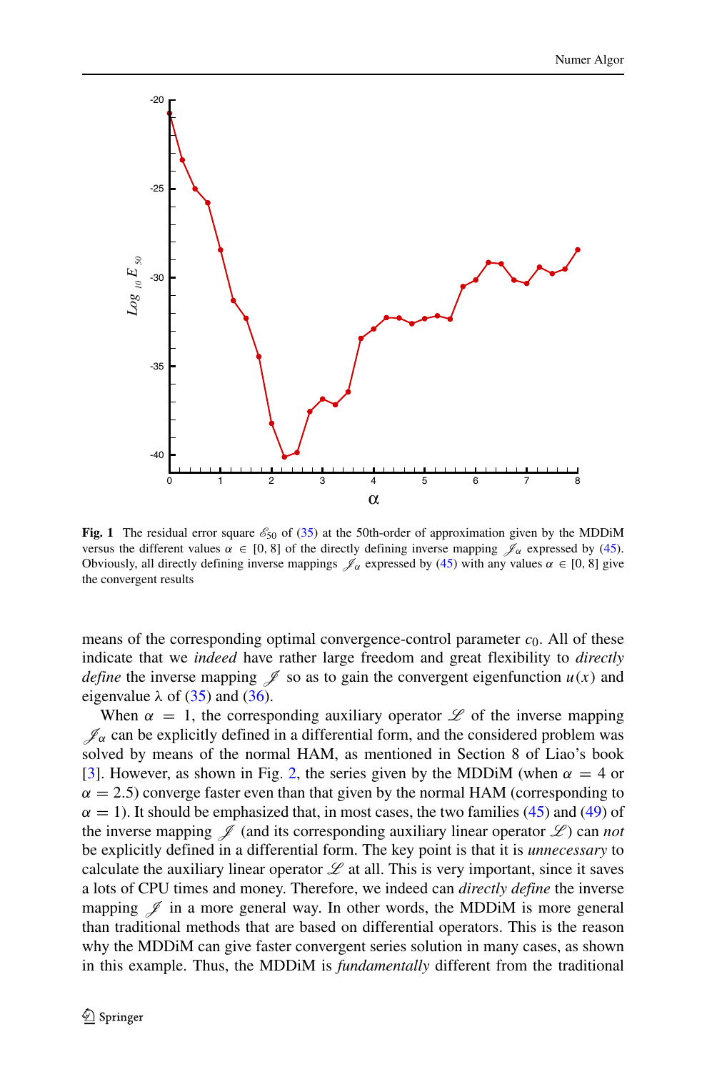**Fig. 1** The residual error square $\mathscr{E}_{50}$ of (35) at the 50th-order of approximation given by the MDDiM versus the different values $\alpha \in [0, 8]$ of the directly defining inverse mapping $\mathscr{J}_\alpha$ expressed by (45). Obviously, all directly defining inverse mappings $\mathscr{J}_\alpha$ expressed by (45) with any values $\alpha \in [0, 8]$ give the convergent results

means of the corresponding optimal convergence-control parameter $c_0$. All of these indicate that we *indeed* have rather large freedom and great flexibility to *directly define* the inverse mapping $\mathscr{J}$ so as to gain the convergent eigenfunction $u(x)$ and eigenvalue $\lambda$ of (35) and (36).

When $\alpha = 1$, the corresponding auxiliary operator $\mathscr{L}$ of the inverse mapping $\mathscr{J}_\alpha$ can be explicitly defined in a differential form, and the considered problem was solved by means of the normal HAM, as mentioned in Section 8 of Liao's book [3]. However, as shown in Fig. 2, the series given by the MDDiM (when $\alpha = 4$ or $\alpha = 2.5$) converge faster even than that given by the normal HAM (corresponding to $\alpha = 1$). It should be emphasized that, in most cases, the two families (45) and (49) of the inverse mapping $\mathscr{J}$ (and its corresponding auxiliary linear operator $\mathscr{L}$) can *not* be explicitly defined in a differential form. The key point is that it is *unnecessary* to calculate the auxiliary linear operator $\mathscr{L}$ at all. This is very important, since it saves a lots of CPU times and money. Therefore, we indeed can *directly define* the inverse mapping $\mathscr{J}$ in a more general way. In other words, the MDDiM is more general than traditional methods that are based on differential operators. This is the reason why the MDDiM can give faster convergent series solution in many cases, as shown in this example. Thus, the MDDiM is *fundamentally* different from the traditional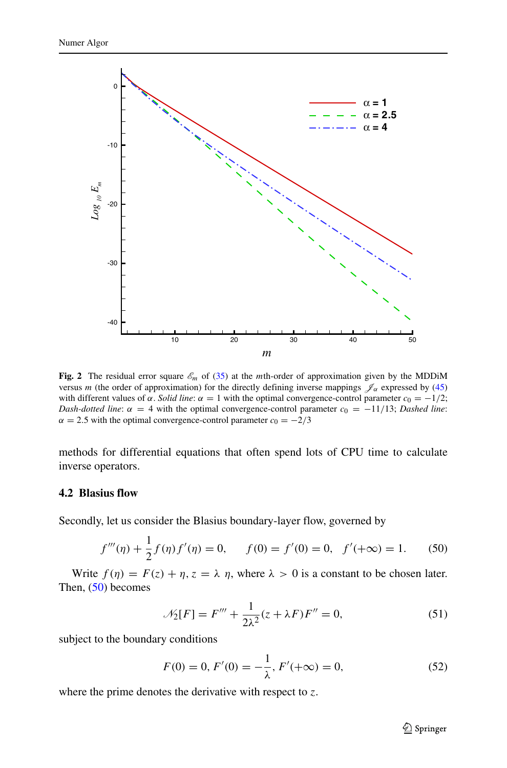**Fig. 2** The residual error square $\mathscr{E}_m$ of (35) at the $m$th-order of approximation given by the MDDiM versus $m$ (the order of approximation) for the directly defining inverse mappings $\mathscr{J}_\alpha$ expressed by (45) with different values of $\alpha$. *Solid line*: $\alpha = 1$ with the optimal convergence-control parameter $c_0 = -1/2$; *Dash-dotted line*: $\alpha = 4$ with the optimal convergence-control parameter $c_0 = -11/13$; *Dashed line*: $\alpha = 2.5$ with the optimal convergence-control parameter $c_0 = -2/3$

methods for differential equations that often spend lots of CPU time to calculate inverse operators.

### 4.2 Blasius flow

Secondly, let us consider the Blasius boundary-layer flow, governed by

$$f'''(\eta) + \frac{1}{2} f(\eta) f'(\eta) = 0, \qquad f(0) = f'(0) = 0, \quad f'(+\infty) = 1. \tag{50}$$

Write $f(\eta) = F(z) + \eta$, $z = \lambda\, \eta$, where $\lambda > 0$ is a constant to be chosen later. Then, (50) becomes

$$\mathscr{N}_2[F] = F''' + \frac{1}{2\lambda^2}(z + \lambda F) F'' = 0, \tag{51}$$

subject to the boundary conditions

$$F(0) = 0,\ F'(0) = -\frac{1}{\lambda},\ F'(+\infty) = 0, \tag{52}$$

where the prime denotes the derivative with respect to $z$.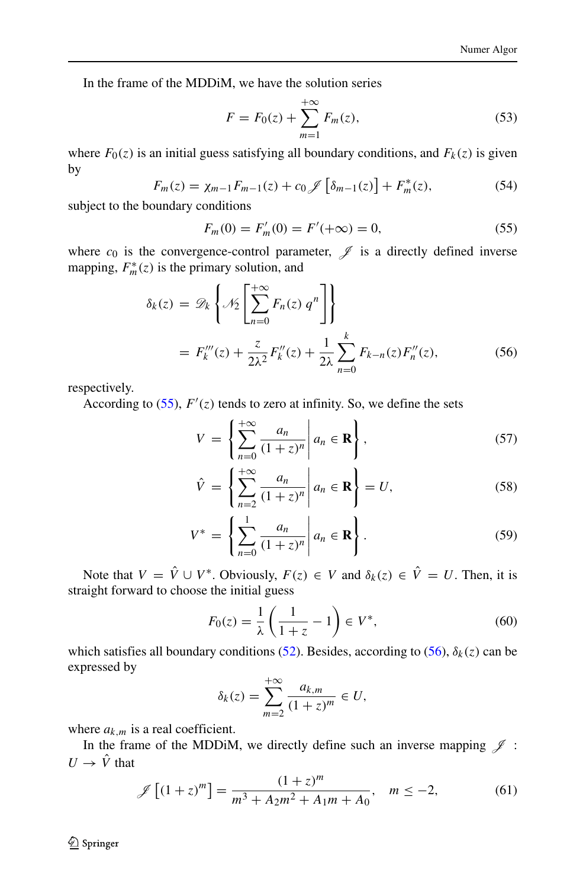In the frame of the MDDiM, we have the solution series

$$F = F_0(z) + \sum_{m=1}^{+\infty} F_m(z), \tag{53}$$

where $F_0(z)$ is an initial guess satisfying all boundary conditions, and $F_k(z)$ is given by

$$F_m(z) = \chi_{m-1} F_{m-1}(z) + c_0 \mathscr{J}\left[\delta_{m-1}(z)\right] + F_m^*(z), \tag{54}$$

subject to the boundary conditions

$$F_m(0) = F_m'(0) = F'(+\infty) = 0, \tag{55}$$

where $c_0$ is the convergence-control parameter, $\mathscr{J}$ is a directly defined inverse mapping, $F_m^*(z)$ is the primary solution, and

$$\begin{aligned}\delta_k(z) &= \mathscr{D}_k \left\{ \mathscr{N}_2 \left[ \sum_{n=0}^{+\infty} F_n(z)\, q^n \right] \right\} \\ &= F_k'''(z) + \frac{z}{2\lambda^2} F_k''(z) + \frac{1}{2\lambda} \sum_{n=0}^{k} F_{k-n}(z) F_n''(z), \end{aligned} \tag{56}$$

respectively.

According to (55), $F'(z)$ tends to zero at infinity. So, we define the sets

$$V = \left\{ \sum_{n=0}^{+\infty} \frac{a_n}{(1+z)^n} \middle| \, a_n \in \mathbf{R} \right\}, \tag{57}$$

$$\hat{V} = \left\{ \sum_{n=2}^{+\infty} \frac{a_n}{(1+z)^n} \middle| \, a_n \in \mathbf{R} \right\} = U, \tag{58}$$

$$V^* = \left\{ \sum_{n=0}^{1} \frac{a_n}{(1+z)^n} \middle| \, a_n \in \mathbf{R} \right\}. \tag{59}$$

Note that $V = \hat{V} \cup V^*$. Obviously, $F(z) \in V$ and $\delta_k(z) \in \hat{V} = U$. Then, it is straight forward to choose the initial guess

$$F_0(z) = \frac{1}{\lambda}\left(\frac{1}{1+z} - 1\right) \in V^*, \tag{60}$$

which satisfies all boundary conditions (52). Besides, according to (56), $\delta_k(z)$ can be expressed by

$$\delta_k(z) = \sum_{m=2}^{+\infty} \frac{a_{k,m}}{(1+z)^m} \in U,$$

where $a_{k,m}$ is a real coefficient.

In the frame of the MDDiM, we directly define such an inverse mapping $\mathscr{J}: U \to \hat{V}$ that

$$\mathscr{J}\left[(1+z)^m\right] = \frac{(1+z)^m}{m^3 + A_2 m^2 + A_1 m + A_0}, \quad m \le -2, \tag{61}$$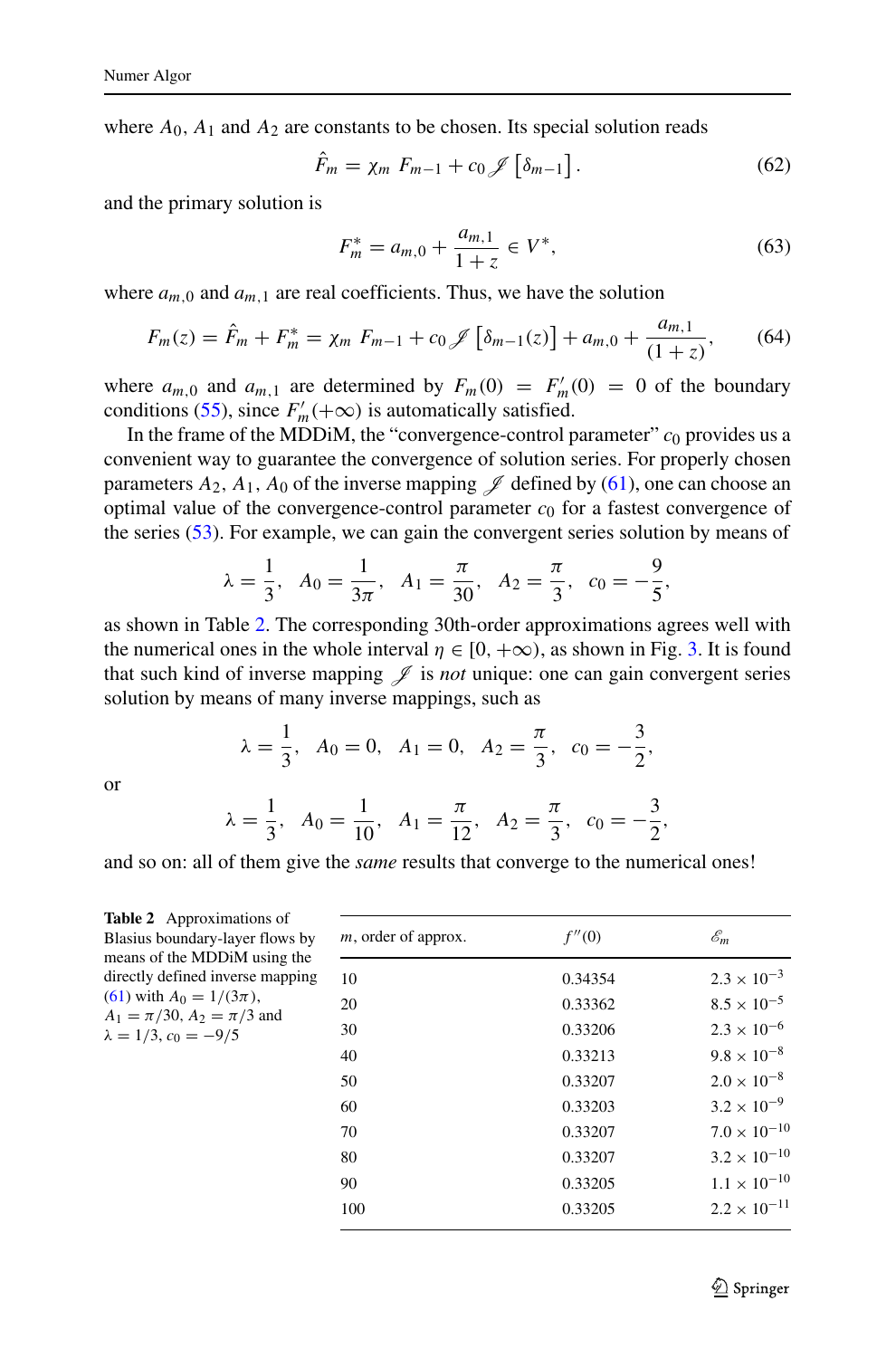where $A_0$, $A_1$ and $A_2$ are constants to be chosen. Its special solution reads

$$\hat{F}_m = \chi_m \ F_{m-1} + c_0 \mathscr{J}\left[\delta_{m-1}\right]. \tag{62}$$

and the primary solution is

$$F_m^* = a_{m,0} + \frac{a_{m,1}}{1+z} \in V^*, \tag{63}$$

where $a_{m,0}$ and $a_{m,1}$ are real coefficients. Thus, we have the solution

$$F_m(z) = \hat{F}_m + F_m^* = \chi_m \ F_{m-1} + c_0 \mathscr{J}\left[\delta_{m-1}(z)\right] + a_{m,0} + \frac{a_{m,1}}{(1+z)}, \tag{64}$$

where $a_{m,0}$ and $a_{m,1}$ are determined by $F_m(0) = F_m'(0) = 0$ of the boundary conditions (55), since $F_m'(+\infty)$ is automatically satisfied.

In the frame of the MDDiM, the "convergence-control parameter" $c_0$ provides us a convenient way to guarantee the convergence of solution series. For properly chosen parameters $A_2$, $A_1$, $A_0$ of the inverse mapping $\mathscr{J}$ defined by (61), one can choose an optimal value of the convergence-control parameter $c_0$ for a fastest convergence of the series (53). For example, we can gain the convergent series solution by means of

$$\lambda = \frac{1}{3}, \quad A_0 = \frac{1}{3\pi}, \quad A_1 = \frac{\pi}{30}, \quad A_2 = \frac{\pi}{3}, \quad c_0 = -\frac{9}{5},$$

as shown in Table 2. The corresponding 30th-order approximations agrees well with the numerical ones in the whole interval $\eta \in [0, +\infty)$, as shown in Fig. 3. It is found that such kind of inverse mapping $\mathscr{J}$ is *not* unique: one can gain convergent series solution by means of many inverse mappings, such as

$$\lambda = \frac{1}{3}, \quad A_0 = 0, \quad A_1 = 0, \quad A_2 = \frac{\pi}{3}, \quad c_0 = -\frac{3}{2},$$

or

$$\lambda = \frac{1}{3}, \quad A_0 = \frac{1}{10}, \quad A_1 = \frac{\pi}{12}, \quad A_2 = \frac{\pi}{3}, \quad c_0 = -\frac{3}{2},$$

and so on: all of them give the *same* results that converge to the numerical ones!

**Table 2** Approximations of Blasius boundary-layer flows by means of the MDDiM using the directly defined inverse mapping (61) with $A_0 = 1/(3\pi)$, $A_1 = \pi/30$, $A_2 = \pi/3$ and $\lambda = 1/3$, $c_0 = -9/5$

| $m$, order of approx. | $f''(0)$ | $\mathscr{E}_m$ |
|---|---|---|
| 10 | 0.34354 | $2.3 \times 10^{-3}$ |
| 20 | 0.33362 | $8.5 \times 10^{-5}$ |
| 30 | 0.33206 | $2.3 \times 10^{-6}$ |
| 40 | 0.33213 | $9.8 \times 10^{-8}$ |
| 50 | 0.33207 | $2.0 \times 10^{-8}$ |
| 60 | 0.33203 | $3.2 \times 10^{-9}$ |
| 70 | 0.33207 | $7.0 \times 10^{-10}$ |
| 80 | 0.33207 | $3.2 \times 10^{-10}$ |
| 90 | 0.33205 | $1.1 \times 10^{-10}$ |
| 100 | 0.33205 | $2.2 \times 10^{-11}$ |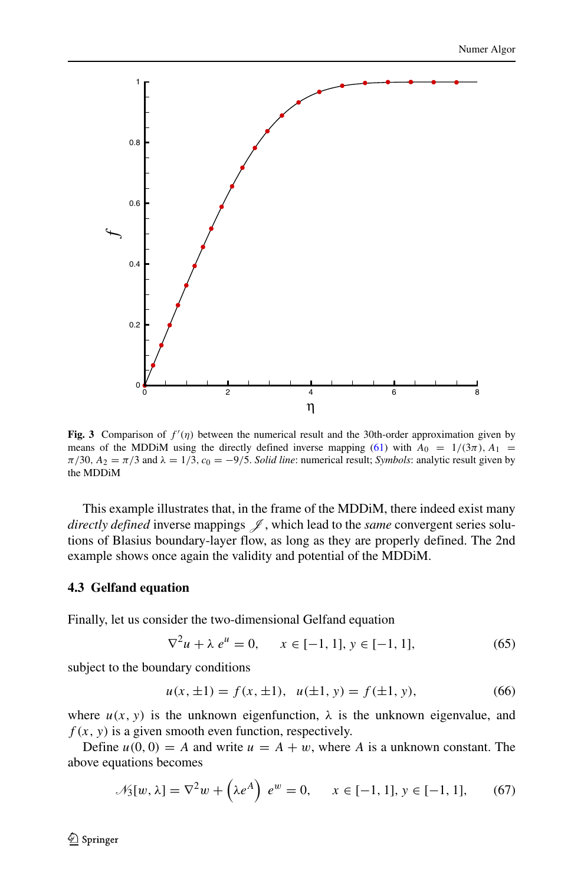**Fig. 3** Comparison of $f'(\eta)$ between the numerical result and the 30th-order approximation given by means of the MDDiM using the directly defined inverse mapping (61) with $A_0 = 1/(3\pi)$, $A_1 = \pi/30$, $A_2 = \pi/3$ and $\lambda = 1/3$, $c_0 = -9/5$. *Solid line*: numerical result; *Symbols*: analytic result given by the MDDiM

This example illustrates that, in the frame of the MDDiM, there indeed exist many *directly defined* inverse mappings $\mathscr{J}$, which lead to the *same* convergent series solutions of Blasius boundary-layer flow, as long as they are properly defined. The 2nd example shows once again the validity and potential of the MDDiM.

### 4.3 Gelfand equation

Finally, let us consider the two-dimensional Gelfand equation

$$\nabla^2 u + \lambda\, e^u = 0, \qquad x \in [-1, 1], y \in [-1, 1], \tag{65}$$

subject to the boundary conditions

$$u(x, \pm 1) = f(x, \pm 1), \quad u(\pm 1, y) = f(\pm 1, y), \tag{66}$$

where $u(x, y)$ is the unknown eigenfunction, $\lambda$ is the unknown eigenvalue, and $f(x, y)$ is a given smooth even function, respectively.

Define $u(0, 0) = A$ and write $u = A + w$, where $A$ is a unknown constant. The above equations becomes

$$\mathscr{N}_3[w, \lambda] = \nabla^2 w + \left(\lambda e^A\right)\, e^w = 0, \qquad x \in [-1, 1], y \in [-1, 1], \tag{67}$$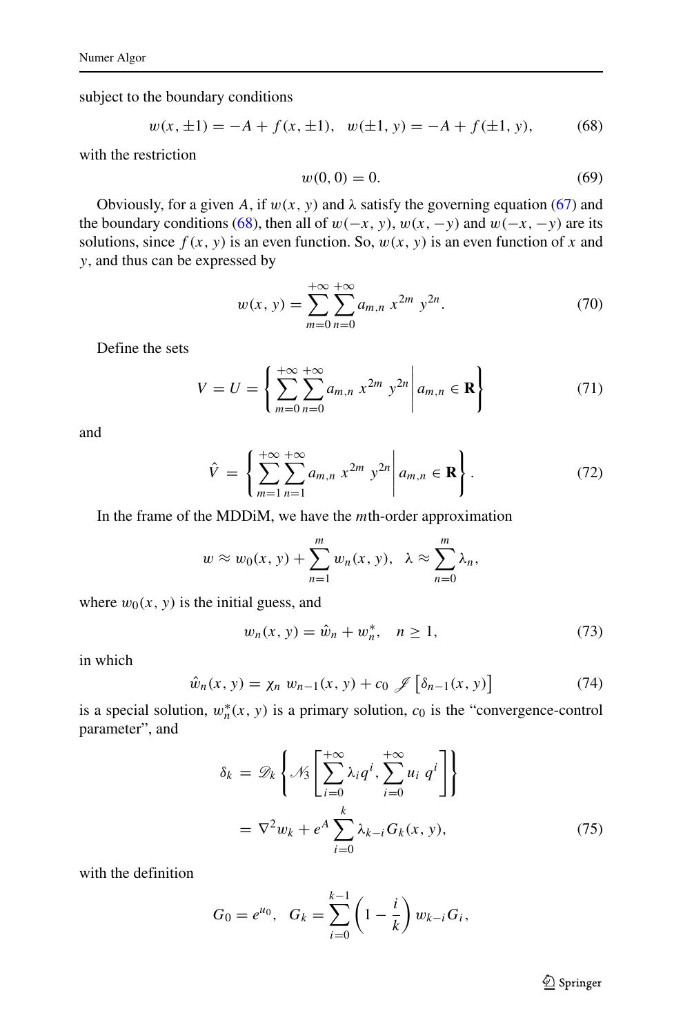subject to the boundary conditions

$$w(x, \pm 1) = -A + f(x, \pm 1), \quad w(\pm 1, y) = -A + f(\pm 1, y), \tag{68}$$

with the restriction

$$w(0, 0) = 0. \tag{69}$$

Obviously, for a given $A$, if $w(x, y)$ and $\lambda$ satisfy the governing equation (67) and the boundary conditions (68), then all of $w(-x, y)$, $w(x, -y)$ and $w(-x, -y)$ are its solutions, since $f(x, y)$ is an even function. So, $w(x, y)$ is an even function of $x$ and $y$, and thus can be expressed by

$$w(x, y) = \sum_{m=0}^{+\infty} \sum_{n=0}^{+\infty} a_{m,n}\, x^{2m}\, y^{2n}. \tag{70}$$

Define the sets

$$V = U = \left\{ \sum_{m=0}^{+\infty} \sum_{n=0}^{+\infty} a_{m,n}\, x^{2m}\, y^{2n} \,\middle|\, a_{m,n} \in \mathbf{R} \right\} \tag{71}$$

and

$$\hat{V} = \left\{ \sum_{m=1}^{+\infty} \sum_{n=1}^{+\infty} a_{m,n}\, x^{2m}\, y^{2n} \,\middle|\, a_{m,n} \in \mathbf{R} \right\}. \tag{72}$$

In the frame of the MDDiM, we have the $m$th-order approximation

$$w \approx w_0(x, y) + \sum_{n=1}^{m} w_n(x, y), \quad \lambda \approx \sum_{n=0}^{m} \lambda_n,$$

where $w_0(x, y)$ is the initial guess, and

$$w_n(x, y) = \hat{w}_n + w_n^*, \quad n \geq 1, \tag{73}$$

in which

$$\hat{w}_n(x, y) = \chi_n\, w_{n-1}(x, y) + c_0\, \mathscr{J}\left[\delta_{n-1}(x, y)\right] \tag{74}$$

is a special solution, $w_n^*(x, y)$ is a primary solution, $c_0$ is the "convergence-control parameter", and

$$\begin{aligned}
\delta_k &= \mathscr{D}_k \left\{ \mathscr{N}_3 \left[ \sum_{i=0}^{+\infty} \lambda_i q^i, \sum_{i=0}^{+\infty} u_i\, q^i \right] \right\} \\
&= \nabla^2 w_k + e^A \sum_{i=0}^{k} \lambda_{k-i} G_k(x, y),
\end{aligned} \tag{75}$$

with the definition

$$G_0 = e^{u_0}, \quad G_k = \sum_{i=0}^{k-1} \left(1 - \frac{i}{k}\right) w_{k-i} G_i,$$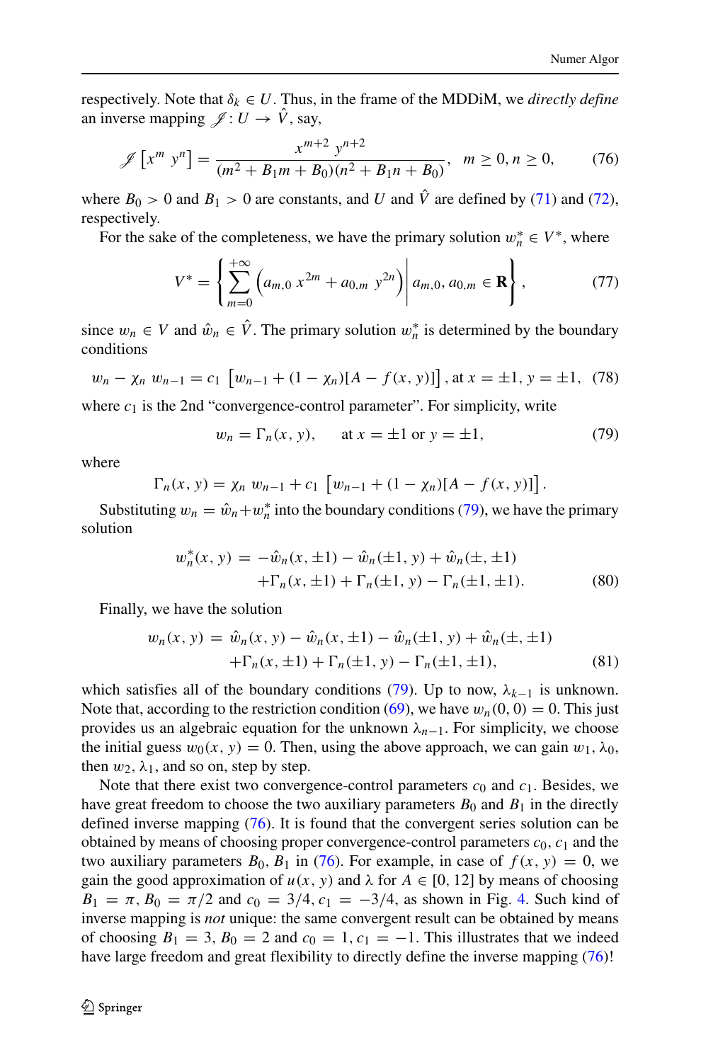respectively. Note that $\delta_k \in U$. Thus, in the frame of the MDDiM, we *directly define* an inverse mapping $\mathscr{J}: U \to \hat{V}$, say,

$$\mathscr{J}\left[x^m \; y^n\right] = \frac{x^{m+2} \; y^{n+2}}{(m^2 + B_1 m + B_0)(n^2 + B_1 n + B_0)}, \quad m \geq 0, n \geq 0, \tag{76}$$

where $B_0 > 0$ and $B_1 > 0$ are constants, and $U$ and $\hat{V}$ are defined by (71) and (72), respectively.

For the sake of the completeness, we have the primary solution $w_n^* \in V^*$, where

$$V^* = \left\{ \sum_{m=0}^{+\infty} \left( a_{m,0} \; x^{2m} + a_{0,m} \; y^{2n} \right) \middle| \; a_{m,0}, a_{0,m} \in \mathbf{R} \right\}, \tag{77}$$

since $w_n \in V$ and $\hat{w}_n \in \hat{V}$. The primary solution $w_n^*$ is determined by the boundary conditions

$$w_n - \chi_n \; w_{n-1} = c_1 \; \left[w_{n-1} + (1 - \chi_n)[A - f(x, y)]\right], \text{at } x = \pm 1, \; y = \pm 1, \tag{78}$$

where $c_1$ is the 2nd "convergence-control parameter". For simplicity, write

$$w_n = \Gamma_n(x, y), \qquad \text{at } x = \pm 1 \text{ or } y = \pm 1, \tag{79}$$

where

$$\Gamma_n(x, y) = \chi_n \; w_{n-1} + c_1 \; \left[w_{n-1} + (1 - \chi_n)[A - f(x, y)]\right].$$

Substituting $w_n = \hat{w}_n + w_n^*$ into the boundary conditions (79), we have the primary solution

$$\begin{aligned} w_n^*(x, y) \; = \; & -\hat{w}_n(x, \pm 1) - \hat{w}_n(\pm 1, y) + \hat{w}_n(\pm, \pm 1) \\ & + \Gamma_n(x, \pm 1) + \Gamma_n(\pm 1, y) - \Gamma_n(\pm 1, \pm 1). \end{aligned} \tag{80}$$

Finally, we have the solution

$$\begin{aligned} w_n(x, y) \; = \; & \hat{w}_n(x, y) - \hat{w}_n(x, \pm 1) - \hat{w}_n(\pm 1, y) + \hat{w}_n(\pm, \pm 1) \\ & + \Gamma_n(x, \pm 1) + \Gamma_n(\pm 1, y) - \Gamma_n(\pm 1, \pm 1), \end{aligned} \tag{81}$$

which satisfies all of the boundary conditions (79). Up to now, $\lambda_{k-1}$ is unknown. Note that, according to the restriction condition (69), we have $w_n(0, 0) = 0$. This just provides us an algebraic equation for the unknown $\lambda_{n-1}$. For simplicity, we choose the initial guess $w_0(x, y) = 0$. Then, using the above approach, we can gain $w_1$, $\lambda_0$, then $w_2$, $\lambda_1$, and so on, step by step.

Note that there exist two convergence-control parameters $c_0$ and $c_1$. Besides, we have great freedom to choose the two auxiliary parameters $B_0$ and $B_1$ in the directly defined inverse mapping (76). It is found that the convergent series solution can be obtained by means of choosing proper convergence-control parameters $c_0$, $c_1$ and the two auxiliary parameters $B_0$, $B_1$ in (76). For example, in case of $f(x, y) = 0$, we gain the good approximation of $u(x, y)$ and $\lambda$ for $A \in [0, 12]$ by means of choosing $B_1 = \pi$, $B_0 = \pi/2$ and $c_0 = 3/4$, $c_1 = -3/4$, as shown in Fig. 4. Such kind of inverse mapping is *not* unique: the same convergent result can be obtained by means of choosing $B_1 = 3$, $B_0 = 2$ and $c_0 = 1$, $c_1 = -1$. This illustrates that we indeed have large freedom and great flexibility to directly define the inverse mapping (76)!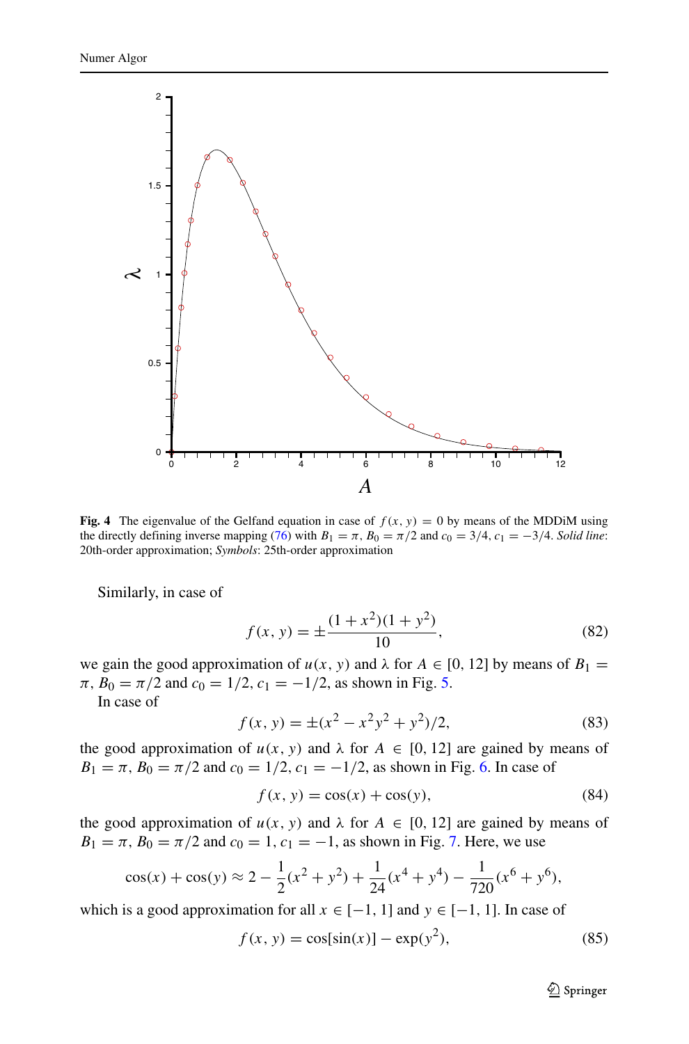**Fig. 4** The eigenvalue of the Gelfand equation in case of $f(x, y) = 0$ by means of the MDDiM using the directly defining inverse mapping (76) with $B_1 = \pi$, $B_0 = \pi/2$ and $c_0 = 3/4$, $c_1 = -3/4$. *Solid line*: 20th-order approximation; *Symbols*: 25th-order approximation

Similarly, in case of

$$f(x, y) = \pm\frac{(1 + x^2)(1 + y^2)}{10}, \tag{82}$$

we gain the good approximation of $u(x, y)$ and $\lambda$ for $A \in [0, 12]$ by means of $B_1 = \pi$, $B_0 = \pi/2$ and $c_0 = 1/2$, $c_1 = -1/2$, as shown in Fig. 5.

In case of

$$f(x, y) = \pm(x^2 - x^2y^2 + y^2)/2, \tag{83}$$

the good approximation of $u(x, y)$ and $\lambda$ for $A \in [0, 12]$ are gained by means of $B_1 = \pi$, $B_0 = \pi/2$ and $c_0 = 1/2$, $c_1 = -1/2$, as shown in Fig. 6. In case of

$$f(x, y) = \cos(x) + \cos(y), \tag{84}$$

the good approximation of $u(x, y)$ and $\lambda$ for $A \in [0, 12]$ are gained by means of $B_1 = \pi$, $B_0 = \pi/2$ and $c_0 = 1$, $c_1 = -1$, as shown in Fig. 7. Here, we use

$$\cos(x) + \cos(y) \approx 2 - \frac{1}{2}(x^2 + y^2) + \frac{1}{24}(x^4 + y^4) - \frac{1}{720}(x^6 + y^6),$$

which is a good approximation for all $x \in [-1, 1]$ and $y \in [-1, 1]$. In case of

$$f(x, y) = \cos[\sin(x)] - \exp(y^2), \tag{85}$$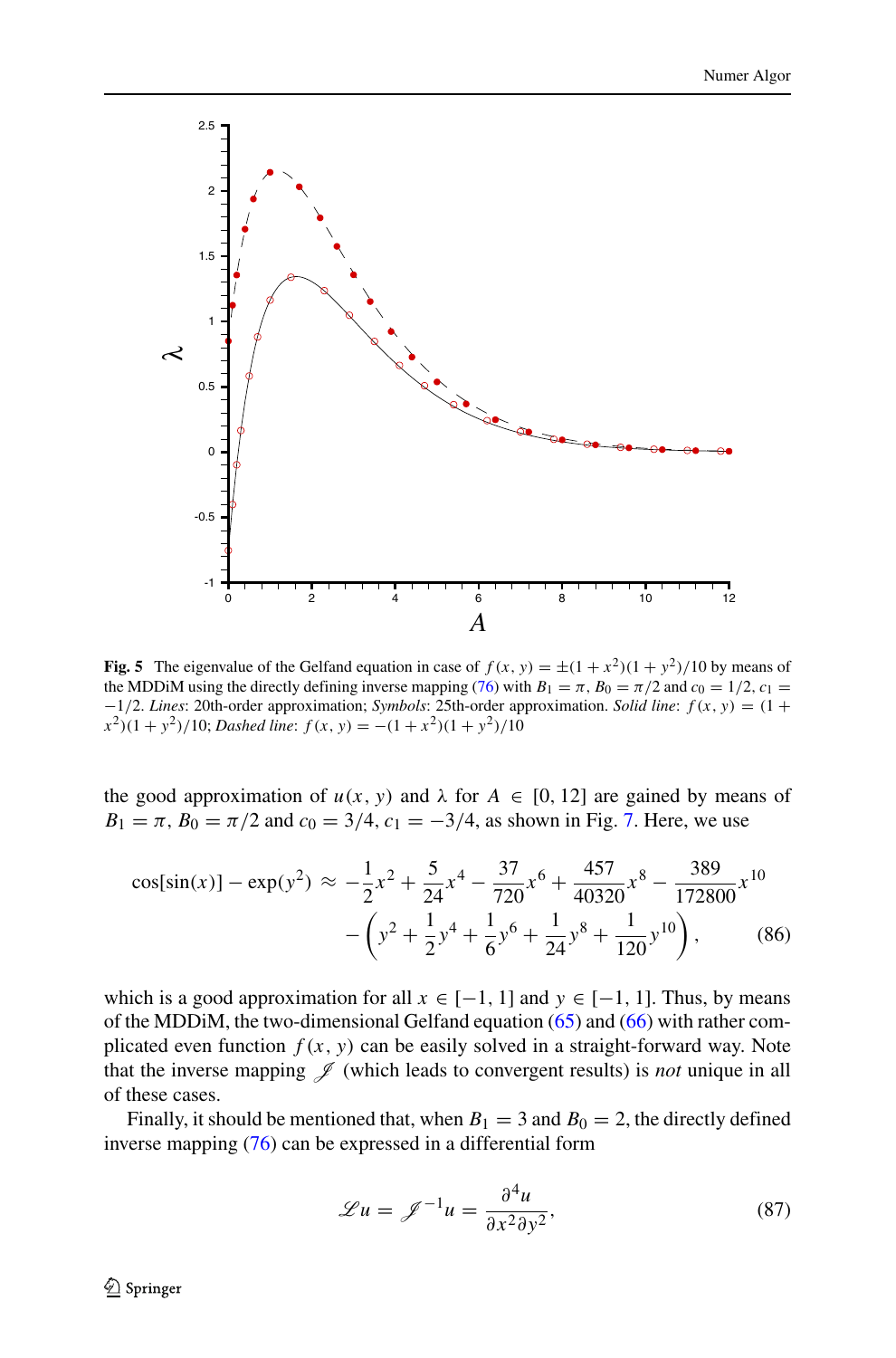**Fig. 5** The eigenvalue of the Gelfand equation in case of $f(x, y) = \pm(1 + x^2)(1 + y^2)/10$ by means of the MDDiM using the directly defining inverse mapping (76) with $B_1 = \pi$, $B_0 = \pi/2$ and $c_0 = 1/2$, $c_1 = -1/2$. *Lines*: 20th-order approximation; *Symbols*: 25th-order approximation. *Solid line*: $f(x, y) = (1 + x^2)(1 + y^2)/10$; *Dashed line*: $f(x, y) = -(1 + x^2)(1 + y^2)/10$

the good approximation of $u(x, y)$ and $\lambda$ for $A \in [0, 12]$ are gained by means of $B_1 = \pi$, $B_0 = \pi/2$ and $c_0 = 3/4$, $c_1 = -3/4$, as shown in Fig. 7. Here, we use

$$\cos[\sin(x)] - \exp(y^2) \approx -\frac{1}{2}x^2 + \frac{5}{24}x^4 - \frac{37}{720}x^6 + \frac{457}{40320}x^8 - \frac{389}{172800}x^{10} - \left(y^2 + \frac{1}{2}y^4 + \frac{1}{6}y^6 + \frac{1}{24}y^8 + \frac{1}{120}y^{10}\right), \tag{86}$$

which is a good approximation for all $x \in [-1, 1]$ and $y \in [-1, 1]$. Thus, by means of the MDDiM, the two-dimensional Gelfand equation (65) and (66) with rather complicated even function $f(x, y)$ can be easily solved in a straight-forward way. Note that the inverse mapping $\mathscr{J}$ (which leads to convergent results) is *not* unique in all of these cases.

Finally, it should be mentioned that, when $B_1 = 3$ and $B_0 = 2$, the directly defined inverse mapping (76) can be expressed in a differential form

$$\mathscr{L}u = \mathscr{J}^{-1}u = \frac{\partial^4 u}{\partial x^2 \partial y^2}, \tag{87}$$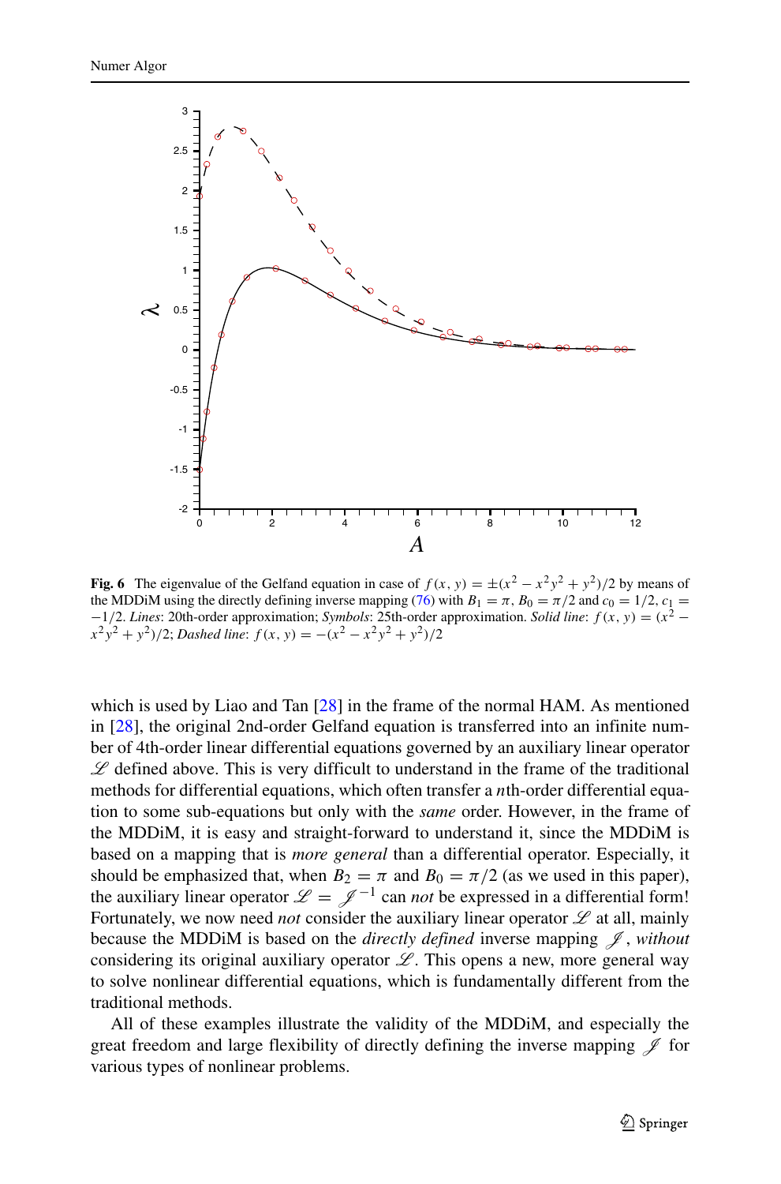**Fig. 6** The eigenvalue of the Gelfand equation in case of $f(x, y) = \pm(x^2 - x^2y^2 + y^2)/2$ by means of the MDDiM using the directly defining inverse mapping (76) with $B_1 = \pi$, $B_0 = \pi/2$ and $c_0 = 1/2$, $c_1 = -1/2$. *Lines*: 20th-order approximation; *Symbols*: 25th-order approximation. *Solid line*: $f(x, y) = (x^2 - x^2y^2 + y^2)/2$; *Dashed line*: $f(x, y) = -(x^2 - x^2y^2 + y^2)/2$

which is used by Liao and Tan [28] in the frame of the normal HAM. As mentioned in [28], the original 2nd-order Gelfand equation is transferred into an infinite number of 4th-order linear differential equations governed by an auxiliary linear operator $\mathscr{L}$ defined above. This is very difficult to understand in the frame of the traditional methods for differential equations, which often transfer a $n$th-order differential equation to some sub-equations but only with the *same* order. However, in the frame of the MDDiM, it is easy and straight-forward to understand it, since the MDDiM is based on a mapping that is *more general* than a differential operator. Especially, it should be emphasized that, when $B_2 = \pi$ and $B_0 = \pi/2$ (as we used in this paper), the auxiliary linear operator $\mathscr{L} = \mathscr{J}^{-1}$ can *not* be expressed in a differential form! Fortunately, we now need *not* consider the auxiliary linear operator $\mathscr{L}$ at all, mainly because the MDDiM is based on the *directly defined* inverse mapping $\mathscr{J}$, *without* considering its original auxiliary operator $\mathscr{L}$. This opens a new, more general way to solve nonlinear differential equations, which is fundamentally different from the traditional methods.

All of these examples illustrate the validity of the MDDiM, and especially the great freedom and large flexibility of directly defining the inverse mapping $\mathscr{J}$ for various types of nonlinear problems.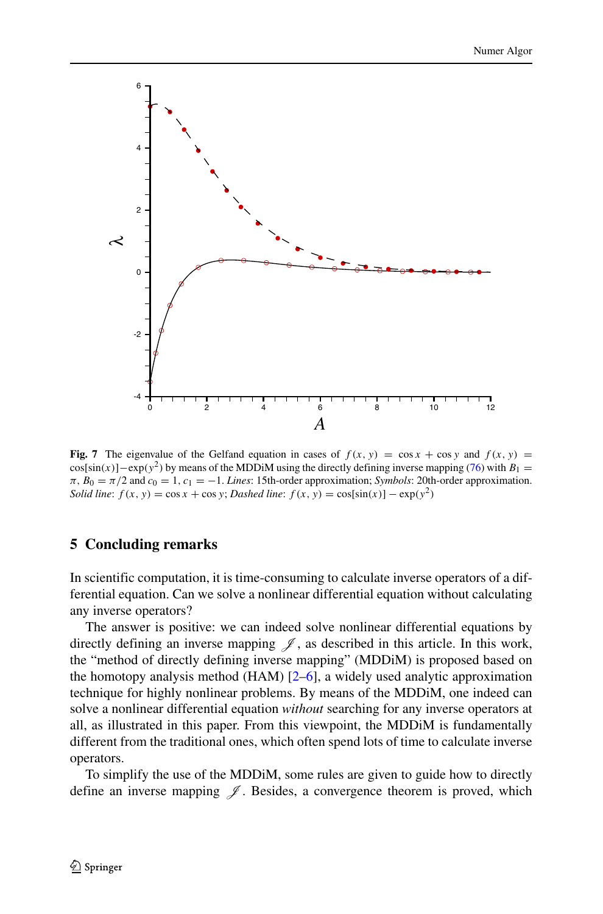**Fig. 7** The eigenvalue of the Gelfand equation in cases of $f(x, y) = \cos x + \cos y$ and $f(x, y) = \cos[\sin(x)] - \exp(y^2)$ by means of the MDDiM using the directly defining inverse mapping (76) with $B_1 = \pi$, $B_0 = \pi/2$ and $c_0 = 1$, $c_1 = -1$. *Lines*: 15th-order approximation; *Symbols*: 20th-order approximation. *Solid line*: $f(x, y) = \cos x + \cos y$; *Dashed line*: $f(x, y) = \cos[\sin(x)] - \exp(y^2)$

## 5 Concluding remarks

In scientific computation, it is time-consuming to calculate inverse operators of a differential equation. Can we solve a nonlinear differential equation without calculating any inverse operators?

The answer is positive: we can indeed solve nonlinear differential equations by directly defining an inverse mapping $\mathscr{J}$, as described in this article. In this work, the "method of directly defining inverse mapping" (MDDiM) is proposed based on the homotopy analysis method (HAM) [2–6], a widely used analytic approximation technique for highly nonlinear problems. By means of the MDDiM, one indeed can solve a nonlinear differential equation *without* searching for any inverse operators at all, as illustrated in this paper. From this viewpoint, the MDDiM is fundamentally different from the traditional ones, which often spend lots of time to calculate inverse operators.

To simplify the use of the MDDiM, some rules are given to guide how to directly define an inverse mapping $\mathscr{J}$. Besides, a convergence theorem is proved, which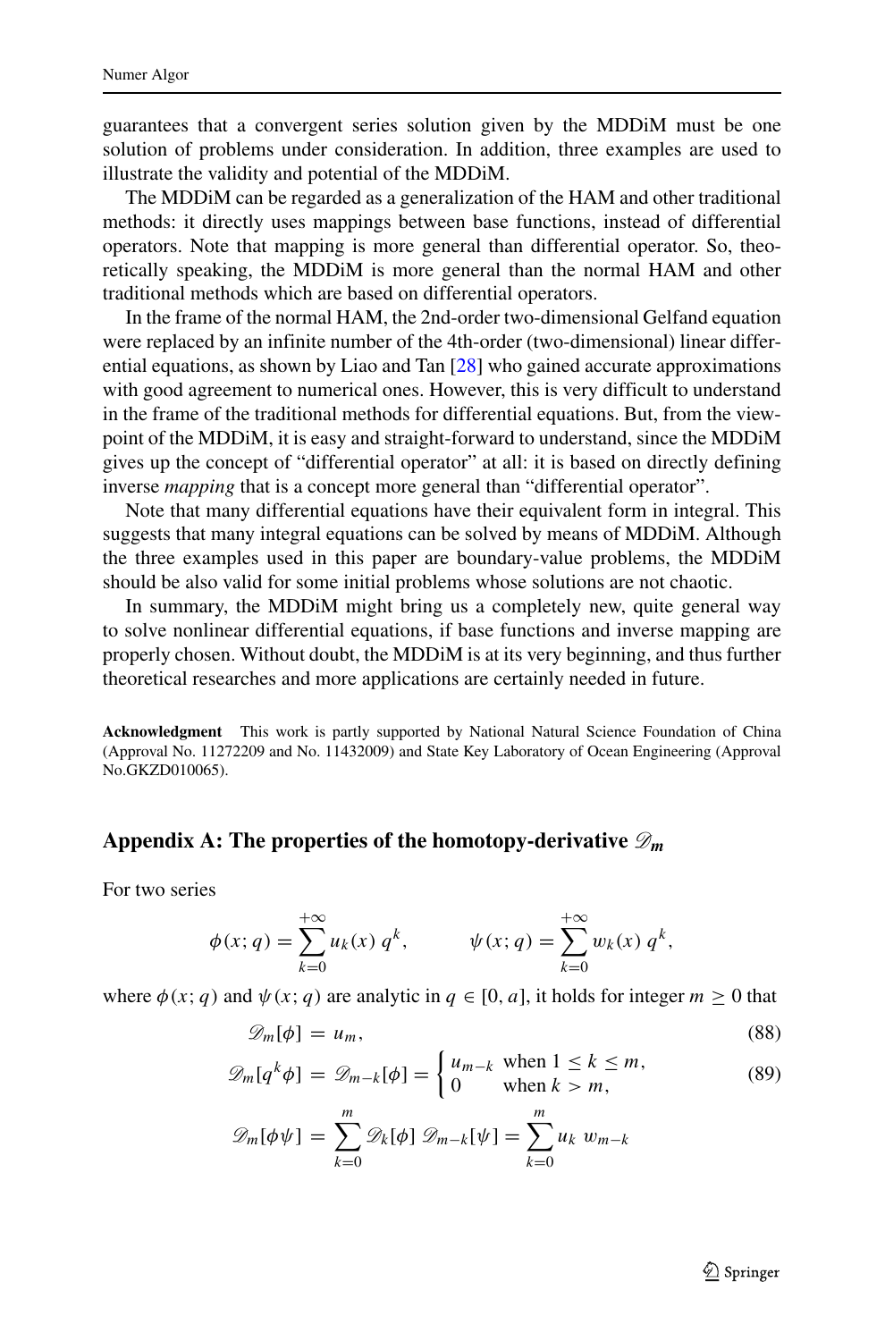guarantees that a convergent series solution given by the MDDiM must be one solution of problems under consideration. In addition, three examples are used to illustrate the validity and potential of the MDDiM.

The MDDiM can be regarded as a generalization of the HAM and other traditional methods: it directly uses mappings between base functions, instead of differential operators. Note that mapping is more general than differential operator. So, theoretically speaking, the MDDiM is more general than the normal HAM and other traditional methods which are based on differential operators.

In the frame of the normal HAM, the 2nd-order two-dimensional Gelfand equation were replaced by an infinite number of the 4th-order (two-dimensional) linear differential equations, as shown by Liao and Tan [28] who gained accurate approximations with good agreement to numerical ones. However, this is very difficult to understand in the frame of the traditional methods for differential equations. But, from the viewpoint of the MDDiM, it is easy and straight-forward to understand, since the MDDiM gives up the concept of "differential operator" at all: it is based on directly defining inverse *mapping* that is a concept more general than "differential operator".

Note that many differential equations have their equivalent form in integral. This suggests that many integral equations can be solved by means of MDDiM. Although the three examples used in this paper are boundary-value problems, the MDDiM should be also valid for some initial problems whose solutions are not chaotic.

In summary, the MDDiM might bring us a completely new, quite general way to solve nonlinear differential equations, if base functions and inverse mapping are properly chosen. Without doubt, the MDDiM is at its very beginning, and thus further theoretical researches and more applications are certainly needed in future.

**Acknowledgment** This work is partly supported by National Natural Science Foundation of China (Approval No. 11272209 and No. 11432009) and State Key Laboratory of Ocean Engineering (Approval No.GKZD010065).

## Appendix A: The properties of the homotopy-derivative $\mathscr{D}_m$

For two series

$$\phi(x;q) = \sum_{k=0}^{+\infty} u_k(x)\, q^k, \qquad \psi(x;q) = \sum_{k=0}^{+\infty} w_k(x)\, q^k,$$

where $\phi(x;q)$ and $\psi(x;q)$ are analytic in $q \in [0, a]$, it holds for integer $m \geq 0$ that

$$\mathscr{D}_m[\phi] = u_m, \tag{88}$$

$$\mathscr{D}_m[q^k \phi] = \mathscr{D}_{m-k}[\phi] = \begin{cases} u_{m-k} & \text{when } 1 \leq k \leq m, \\ 0 & \text{when } k > m, \end{cases} \tag{89}$$

$$\mathscr{D}_m[\phi\psi] = \sum_{k=0}^{m} \mathscr{D}_k[\phi]\, \mathscr{D}_{m-k}[\psi] = \sum_{k=0}^{m} u_k\, w_{m-k}$$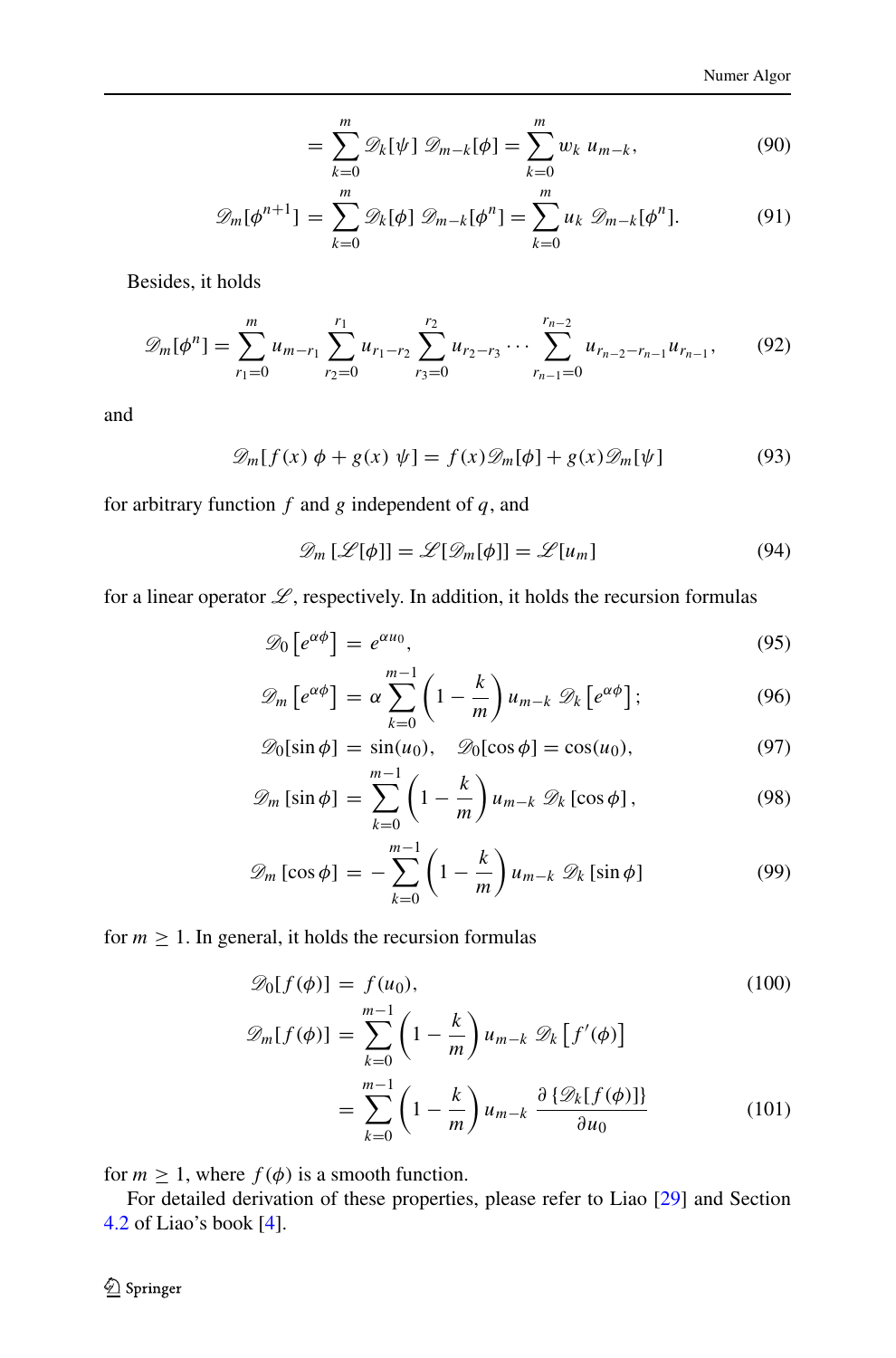$$= \sum_{k=0}^{m} \mathscr{D}_k[\psi]\, \mathscr{D}_{m-k}[\phi] = \sum_{k=0}^{m} w_k\, u_{m-k}, \tag{90}$$

$$\mathscr{D}_m[\phi^{n+1}] = \sum_{k=0}^{m} \mathscr{D}_k[\phi]\, \mathscr{D}_{m-k}[\phi^n] = \sum_{k=0}^{m} u_k\, \mathscr{D}_{m-k}[\phi^n]. \tag{91}$$

Besides, it holds

$$\mathscr{D}_m[\phi^n] = \sum_{r_1=0}^{m} u_{m-r_1} \sum_{r_2=0}^{r_1} u_{r_1-r_2} \sum_{r_3=0}^{r_2} u_{r_2-r_3} \cdots \sum_{r_{n-1}=0}^{r_{n-2}} u_{r_{n-2}-r_{n-1}} u_{r_{n-1}}, \tag{92}$$

and

$$\mathscr{D}_m[f(x)\ \phi + g(x)\ \psi] = f(x)\mathscr{D}_m[\phi] + g(x)\mathscr{D}_m[\psi] \tag{93}$$

for arbitrary function $f$ and $g$ independent of $q$, and

$$\mathscr{D}_m\left[\mathscr{L}[\phi]\right] = \mathscr{L}[\mathscr{D}_m[\phi]] = \mathscr{L}[u_m] \tag{94}$$

for a linear operator $\mathscr{L}$, respectively. In addition, it holds the recursion formulas

$$\mathscr{D}_0\left[e^{\alpha\phi}\right] = e^{\alpha u_0}, \tag{95}$$

$$\mathscr{D}_m\left[e^{\alpha\phi}\right] = \alpha \sum_{k=0}^{m-1}\left(1-\frac{k}{m}\right) u_{m-k}\ \mathscr{D}_k\left[e^{\alpha\phi}\right]; \tag{96}$$

$$\mathscr{D}_0[\sin\phi] = \sin(u_0), \quad \mathscr{D}_0[\cos\phi] = \cos(u_0), \tag{97}$$

$$\mathscr{D}_m\left[\sin\phi\right] = \sum_{k=0}^{m-1}\left(1-\frac{k}{m}\right) u_{m-k}\ \mathscr{D}_k\left[\cos\phi\right], \tag{98}$$

$$\mathscr{D}_m\left[\cos\phi\right] = -\sum_{k=0}^{m-1}\left(1-\frac{k}{m}\right) u_{m-k}\ \mathscr{D}_k\left[\sin\phi\right] \tag{99}$$

for $m \geq 1$. In general, it holds the recursion formulas

$$\mathscr{D}_0[f(\phi)] = f(u_0), \tag{100}$$

$$\begin{aligned}\mathscr{D}_m[f(\phi)] &= \sum_{k=0}^{m-1}\left(1-\frac{k}{m}\right) u_{m-k}\ \mathscr{D}_k\left[f'(\phi)\right] \\ &= \sum_{k=0}^{m-1}\left(1-\frac{k}{m}\right) u_{m-k}\ \frac{\partial\left\{\mathscr{D}_k[f(\phi)]\right\}}{\partial u_0}\end{aligned} \tag{101}$$

for $m \geq 1$, where $f(\phi)$ is a smooth function.

For detailed derivation of these properties, please refer to Liao [29] and Section 4.2 of Liao's book [4].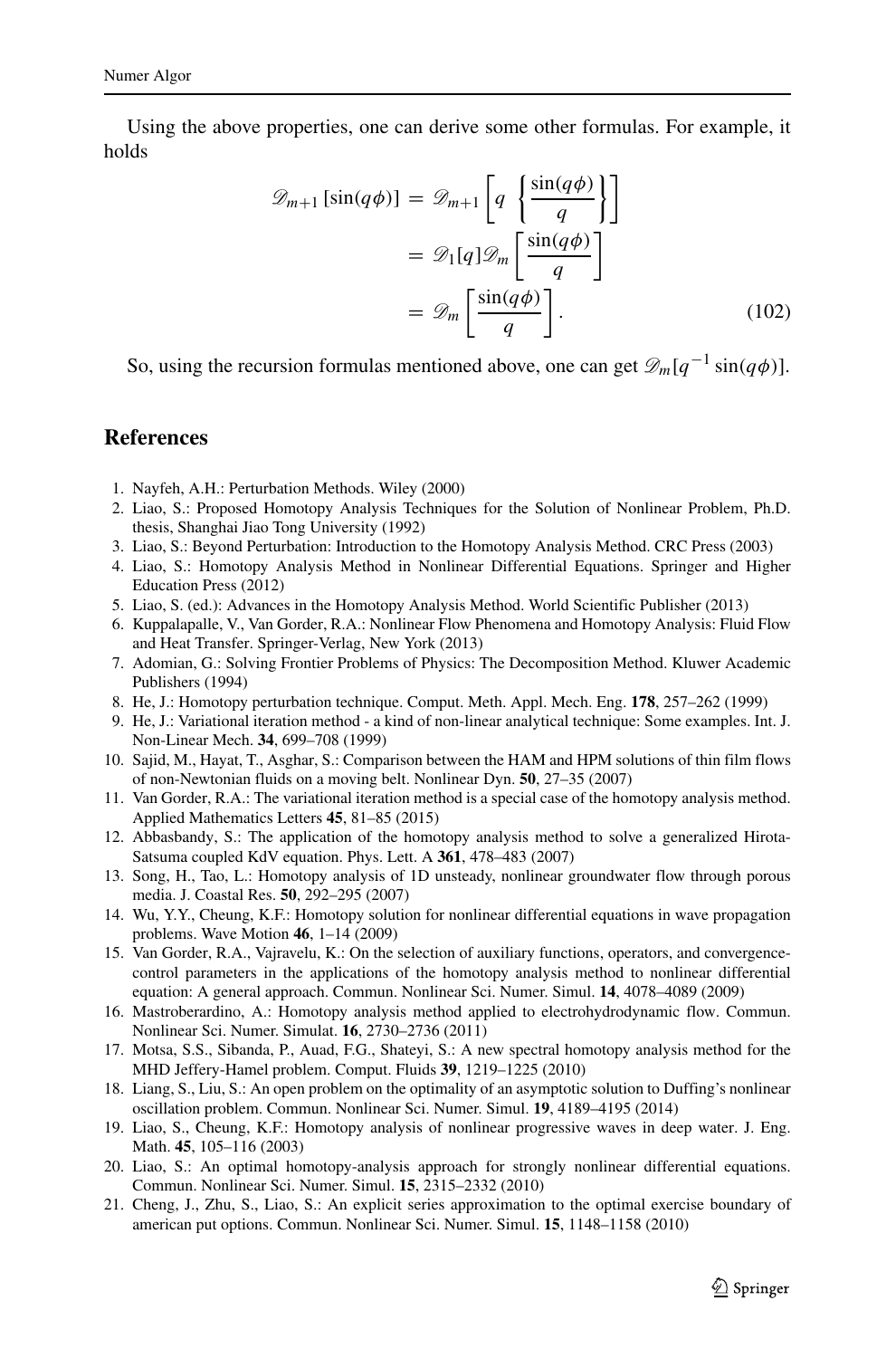Using the above properties, one can derive some other formulas. For example, it holds

$$
\begin{aligned}
\mathscr{D}_{m+1}\left[\sin(q\phi)\right] &= \mathscr{D}_{m+1}\left[q\ \left\{\frac{\sin(q\phi)}{q}\right\}\right] \\
&= \mathscr{D}_1[q]\mathscr{D}_m\left[\frac{\sin(q\phi)}{q}\right] \\
&= \mathscr{D}_m\left[\frac{\sin(q\phi)}{q}\right]. \qquad (102)
\end{aligned}
$$

So, using the recursion formulas mentioned above, one can get $\mathscr{D}_m[q^{-1}\sin(q\phi)]$.

## References

1. Nayfeh, A.H.: Perturbation Methods. Wiley (2000)
2. Liao, S.: Proposed Homotopy Analysis Techniques for the Solution of Nonlinear Problem, Ph.D. thesis, Shanghai Jiao Tong University (1992)
3. Liao, S.: Beyond Perturbation: Introduction to the Homotopy Analysis Method. CRC Press (2003)
4. Liao, S.: Homotopy Analysis Method in Nonlinear Differential Equations. Springer and Higher Education Press (2012)
5. Liao, S. (ed.): Advances in the Homotopy Analysis Method. World Scientific Publisher (2013)
6. Kuppalapalle, V., Van Gorder, R.A.: Nonlinear Flow Phenomena and Homotopy Analysis: Fluid Flow and Heat Transfer. Springer-Verlag, New York (2013)
7. Adomian, G.: Solving Frontier Problems of Physics: The Decomposition Method. Kluwer Academic Publishers (1994)
8. He, J.: Homotopy perturbation technique. Comput. Meth. Appl. Mech. Eng. **178**, 257–262 (1999)
9. He, J.: Variational iteration method - a kind of non-linear analytical technique: Some examples. Int. J. Non-Linear Mech. **34**, 699–708 (1999)
10. Sajid, M., Hayat, T., Asghar, S.: Comparison between the HAM and HPM solutions of thin film flows of non-Newtonian fluids on a moving belt. Nonlinear Dyn. **50**, 27–35 (2007)
11. Van Gorder, R.A.: The variational iteration method is a special case of the homotopy analysis method. Applied Mathematics Letters **45**, 81–85 (2015)
12. Abbasbandy, S.: The application of the homotopy analysis method to solve a generalized Hirota-Satsuma coupled KdV equation. Phys. Lett. A **361**, 478–483 (2007)
13. Song, H., Tao, L.: Homotopy analysis of 1D unsteady, nonlinear groundwater flow through porous media. J. Coastal Res. **50**, 292–295 (2007)
14. Wu, Y.Y., Cheung, K.F.: Homotopy solution for nonlinear differential equations in wave propagation problems. Wave Motion **46**, 1–14 (2009)
15. Van Gorder, R.A., Vajravelu, K.: On the selection of auxiliary functions, operators, and convergence-control parameters in the applications of the homotopy analysis method to nonlinear differential equation: A general approach. Commun. Nonlinear Sci. Numer. Simul. **14**, 4078–4089 (2009)
16. Mastroberardino, A.: Homotopy analysis method applied to electrohydrodynamic flow. Commun. Nonlinear Sci. Numer. Simulat. **16**, 2730–2736 (2011)
17. Motsa, S.S., Sibanda, P., Auad, F.G., Shateyi, S.: A new spectral homotopy analysis method for the MHD Jeffery-Hamel problem. Comput. Fluids **39**, 1219–1225 (2010)
18. Liang, S., Liu, S.: An open problem on the optimality of an asymptotic solution to Duffing's nonlinear oscillation problem. Commun. Nonlinear Sci. Numer. Simul. **19**, 4189–4195 (2014)
19. Liao, S., Cheung, K.F.: Homotopy analysis of nonlinear progressive waves in deep water. J. Eng. Math. **45**, 105–116 (2003)
20. Liao, S.: An optimal homotopy-analysis approach for strongly nonlinear differential equations. Commun. Nonlinear Sci. Numer. Simul. **15**, 2315–2332 (2010)
21. Cheng, J., Zhu, S., Liao, S.: An explicit series approximation to the optimal exercise boundary of american put options. Commun. Nonlinear Sci. Numer. Simul. **15**, 1148–1158 (2010)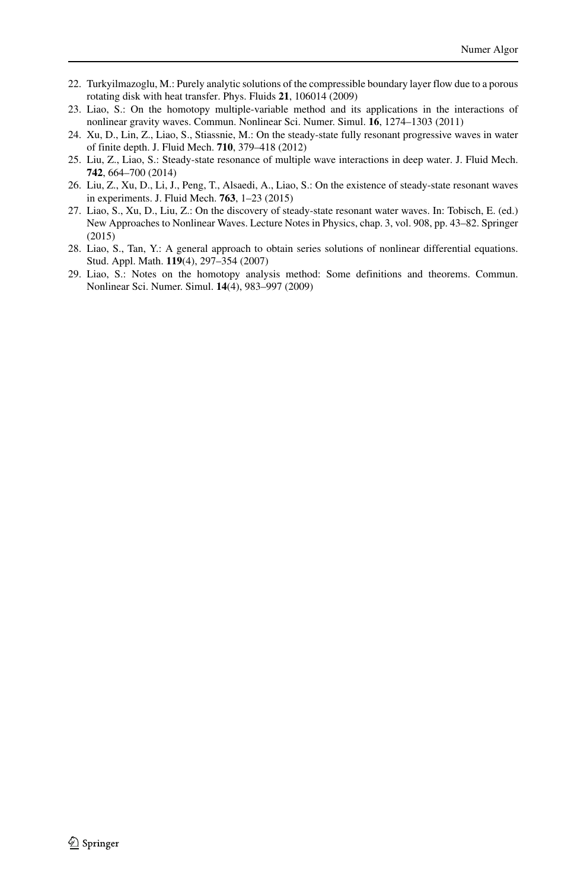22. Turkyilmazoglu, M.: Purely analytic solutions of the compressible boundary layer flow due to a porous rotating disk with heat transfer. Phys. Fluids **21**, 106014 (2009)
23. Liao, S.: On the homotopy multiple-variable method and its applications in the interactions of nonlinear gravity waves. Commun. Nonlinear Sci. Numer. Simul. **16**, 1274–1303 (2011)
24. Xu, D., Lin, Z., Liao, S., Stiassnie, M.: On the steady-state fully resonant progressive waves in water of finite depth. J. Fluid Mech. **710**, 379–418 (2012)
25. Liu, Z., Liao, S.: Steady-state resonance of multiple wave interactions in deep water. J. Fluid Mech. **742**, 664–700 (2014)
26. Liu, Z., Xu, D., Li, J., Peng, T., Alsaedi, A., Liao, S.: On the existence of steady-state resonant waves in experiments. J. Fluid Mech. **763**, 1–23 (2015)
27. Liao, S., Xu, D., Liu, Z.: On the discovery of steady-state resonant water waves. In: Tobisch, E. (ed.) New Approaches to Nonlinear Waves. Lecture Notes in Physics, chap. 3, vol. 908, pp. 43–82. Springer (2015)
28. Liao, S., Tan, Y.: A general approach to obtain series solutions of nonlinear differential equations. Stud. Appl. Math. **119**(4), 297–354 (2007)
29. Liao, S.: Notes on the homotopy analysis method: Some definitions and theorems. Commun. Nonlinear Sci. Numer. Simul. **14**(4), 983–997 (2009)